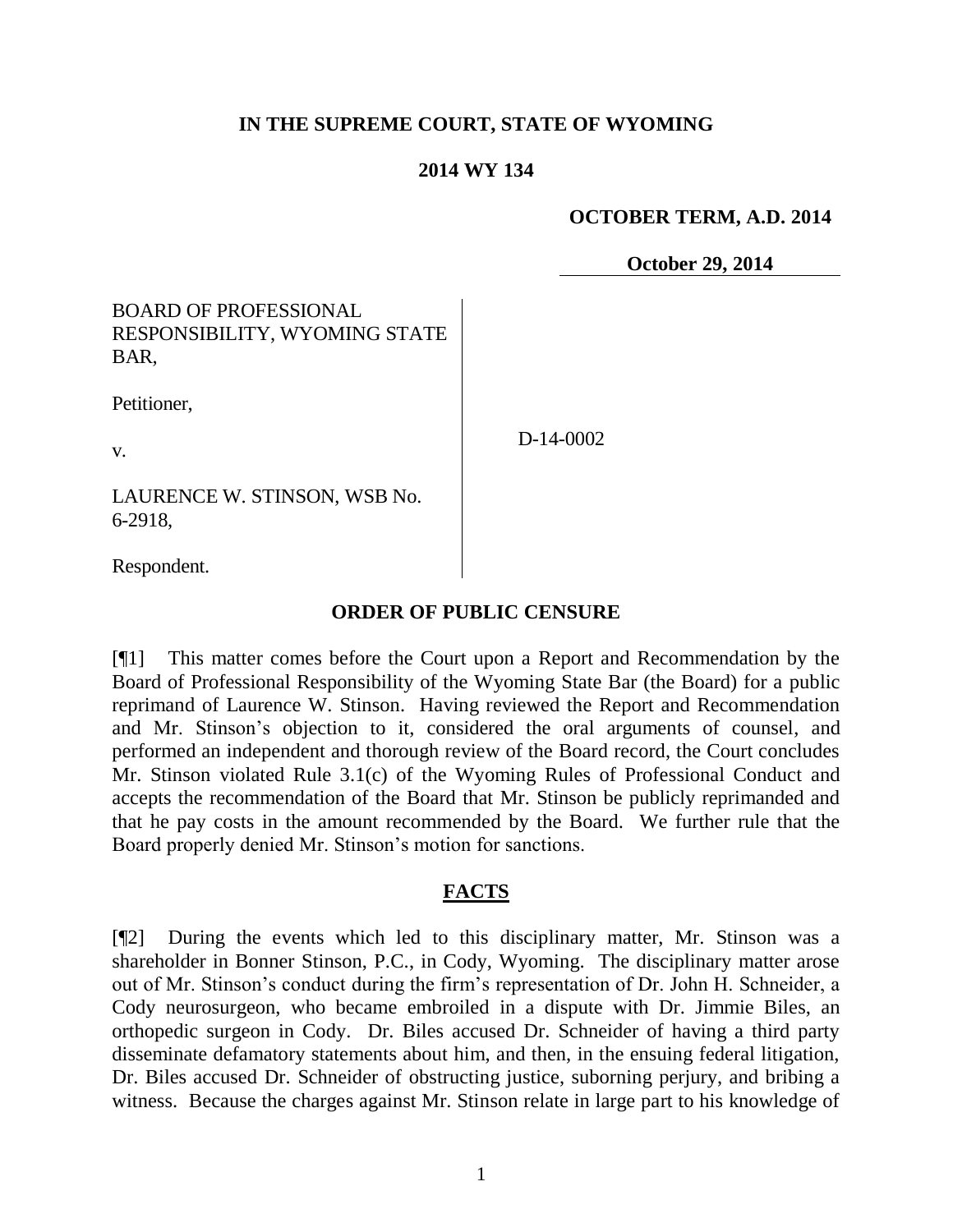**IN THE SUPREME COURT, STATE OF WYOMING**

**2014 WY 134**

**OCTOBER TERM, A.D. 2014**

**October 29, 2014**

BOARD OF PROFESSIONAL RESPONSIBILITY, WYOMING STATE BAR,

Petitioner,

v.

LAURENCE W. STINSON, WSB No. 6-2918,

Respondent.

D-14-0002

## ORDER OF PUBLIC CENSURE

[¶1] This matter comes before the Court upon a Report and Recommendation by the Board of Professional Responsibility of the Wyoming State Bar (the Board) for a public reprimand of Laurence W. Stinson. Having reviewed the Report and Recommendation and Mr. Stinson's objection to it, considered the oral arguments of counsel, and performed an independent and thorough review of the Board record, the Court concludes Mr. Stinson violated Rule 3.1(c) of the Wyoming Rules of Professional Conduct and accepts the recommendation of the Board that Mr. Stinson be publicly reprimanded and that he pay costs in the amount recommended by the Board. We further rule that the Board properly denied Mr. Stinson's motion for sanctions.

## FACTS

[¶2] During the events which led to this disciplinary matter, Mr. Stinson was a shareholder in Bonner Stinson, P.C., in Cody, Wyoming. The disciplinary matter arose out of Mr. Stinson's conduct during the firm's representation of Dr. John H. Schneider, a Cody neurosurgeon, who became embroiled in a dispute with Dr. Jimmie Biles, an orthopedic surgeon in Cody. Dr. Biles accused Dr. Schneider of having a third party disseminate defamatory statements about him, and then, in the ensuing federal litigation, Dr. Biles accused Dr. Schneider of obstructing justice, suborning perjury, and bribing a witness. Because the charges against Mr. Stinson relate in large part to his knowledge of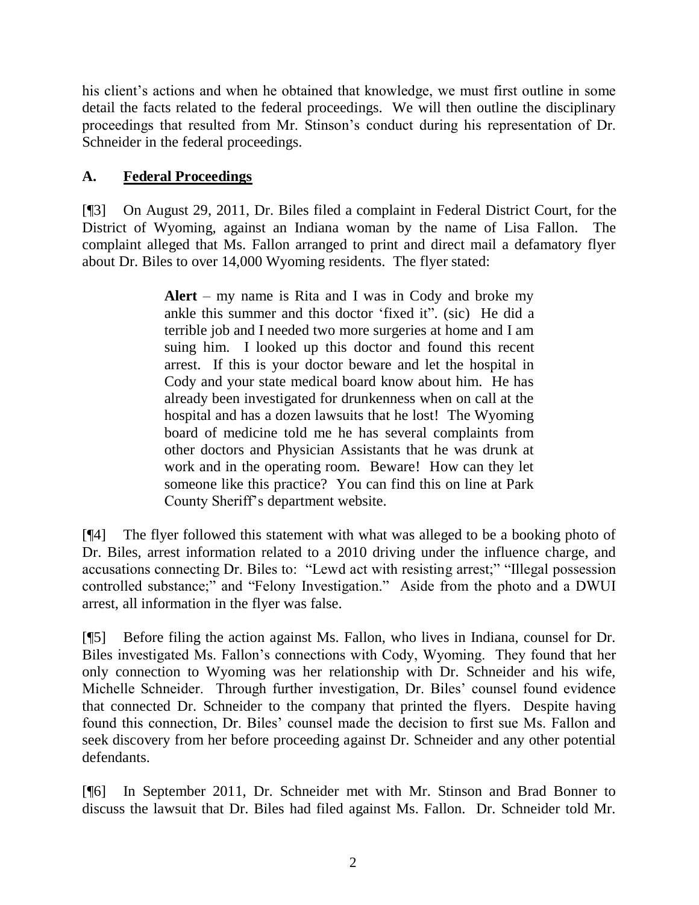his client's actions and when he obtained that knowledge, we must first outline in some detail the facts related to the federal proceedings. We will then outline the disciplinary proceedings that resulted from Mr. Stinson's conduct during his representation of Dr. Schneider in the federal proceedings.

## A. Federal Proceedings

[¶3] On August 29, 2011, Dr. Biles filed a complaint in Federal District Court, for the District of Wyoming, against an Indiana woman by the name of Lisa Fallon. The complaint alleged that Ms. Fallon arranged to print and direct mail a defamatory flyer about Dr. Biles to over 14,000 Wyoming residents. The flyer stated:

> **Alert** – my name is Rita and I was in Cody and broke my ankle this summer and this doctor 'fixed it". (sic) He did a terrible job and I needed two more surgeries at home and I am suing him. I looked up this doctor and found this recent arrest. If this is your doctor beware and let the hospital in Cody and your state medical board know about him. He has already been investigated for drunkenness when on call at the hospital and has a dozen lawsuits that he lost! The Wyoming board of medicine told me he has several complaints from other doctors and Physician Assistants that he was drunk at work and in the operating room. Beware! How can they let someone like this practice? You can find this on line at Park County Sheriff's department website.

[¶4] The flyer followed this statement with what was alleged to be a booking photo of Dr. Biles, arrest information related to a 2010 driving under the influence charge, and accusations connecting Dr. Biles to: "Lewd act with resisting arrest;" "Illegal possession controlled substance;" and "Felony Investigation." Aside from the photo and a DWUI arrest, all information in the flyer was false.

[¶5] Before filing the action against Ms. Fallon, who lives in Indiana, counsel for Dr. Biles investigated Ms. Fallon's connections with Cody, Wyoming. They found that her only connection to Wyoming was her relationship with Dr. Schneider and his wife, Michelle Schneider. Through further investigation, Dr. Biles' counsel found evidence that connected Dr. Schneider to the company that printed the flyers. Despite having found this connection, Dr. Biles' counsel made the decision to first sue Ms. Fallon and seek discovery from her before proceeding against Dr. Schneider and any other potential defendants.

[¶6] In September 2011, Dr. Schneider met with Mr. Stinson and Brad Bonner to discuss the lawsuit that Dr. Biles had filed against Ms. Fallon. Dr. Schneider told Mr.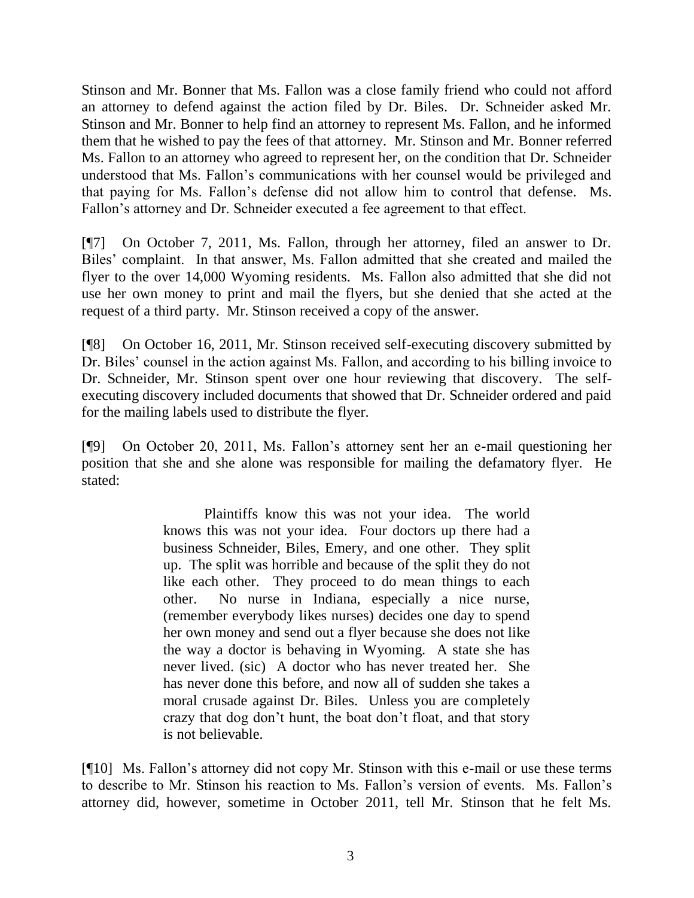Stinson and Mr. Bonner that Ms. Fallon was a close family friend who could not afford an attorney to defend against the action filed by Dr. Biles. Dr. Schneider asked Mr. Stinson and Mr. Bonner to help find an attorney to represent Ms. Fallon, and he informed them that he wished to pay the fees of that attorney. Mr. Stinson and Mr. Bonner referred Ms. Fallon to an attorney who agreed to represent her, on the condition that Dr. Schneider understood that Ms. Fallon's communications with her counsel would be privileged and that paying for Ms. Fallon's defense did not allow him to control that defense. Ms. Fallon's attorney and Dr. Schneider executed a fee agreement to that effect.

[¶7] On October 7, 2011, Ms. Fallon, through her attorney, filed an answer to Dr. Biles' complaint. In that answer, Ms. Fallon admitted that she created and mailed the flyer to the over 14,000 Wyoming residents. Ms. Fallon also admitted that she did not use her own money to print and mail the flyers, but she denied that she acted at the request of a third party. Mr. Stinson received a copy of the answer.

[¶8] On October 16, 2011, Mr. Stinson received self-executing discovery submitted by Dr. Biles' counsel in the action against Ms. Fallon, and according to his billing invoice to Dr. Schneider, Mr. Stinson spent over one hour reviewing that discovery. The self-executing discovery included documents that showed that Dr. Schneider ordered and paid for the mailing labels used to distribute the flyer.

[¶9] On October 20, 2011, Ms. Fallon's attorney sent her an e-mail questioning her position that she and she alone was responsible for mailing the defamatory flyer. He stated:

> Plaintiffs know this was not your idea. The world knows this was not your idea. Four doctors up there had a business Schneider, Biles, Emery, and one other. They split up. The split was horrible and because of the split they do not like each other. They proceed to do mean things to each other. No nurse in Indiana, especially a nice nurse, (remember everybody likes nurses) decides one day to spend her own money and send out a flyer because she does not like the way a doctor is behaving in Wyoming. A state she has never lived. (sic) A doctor who has never treated her. She has never done this before, and now all of sudden she takes a moral crusade against Dr. Biles. Unless you are completely crazy that dog don't hunt, the boat don't float, and that story is not believable.

[¶10] Ms. Fallon's attorney did not copy Mr. Stinson with this e-mail or use these terms to describe to Mr. Stinson his reaction to Ms. Fallon's version of events. Ms. Fallon's attorney did, however, sometime in October 2011, tell Mr. Stinson that he felt Ms.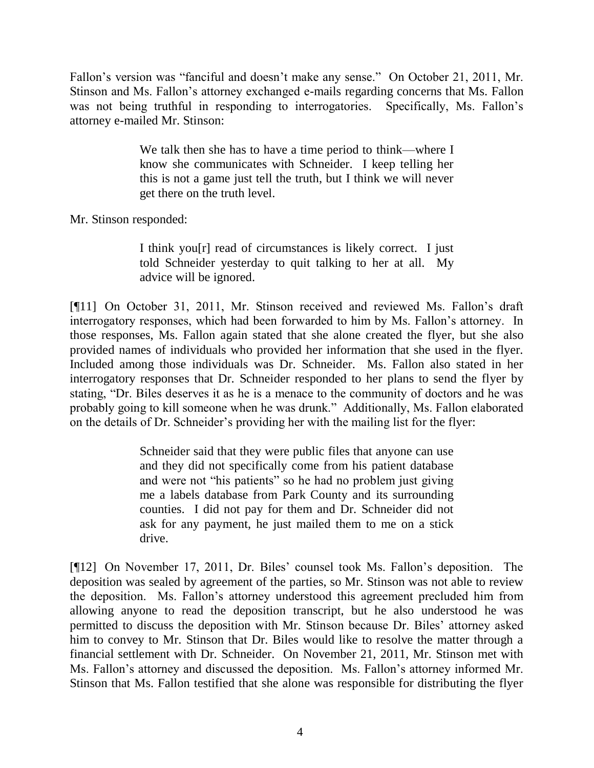Fallon's version was "fanciful and doesn't make any sense." On October 21, 2011, Mr. Stinson and Ms. Fallon's attorney exchanged e-mails regarding concerns that Ms. Fallon was not being truthful in responding to interrogatories. Specifically, Ms. Fallon's attorney e-mailed Mr. Stinson:

> We talk then she has to have a time period to think—where I know she communicates with Schneider. I keep telling her this is not a game just tell the truth, but I think we will never get there on the truth level.

Mr. Stinson responded:

> I think you[r] read of circumstances is likely correct. I just told Schneider yesterday to quit talking to her at all. My advice will be ignored.

[¶11] On October 31, 2011, Mr. Stinson received and reviewed Ms. Fallon's draft interrogatory responses, which had been forwarded to him by Ms. Fallon's attorney. In those responses, Ms. Fallon again stated that she alone created the flyer, but she also provided names of individuals who provided her information that she used in the flyer. Included among those individuals was Dr. Schneider. Ms. Fallon also stated in her interrogatory responses that Dr. Schneider responded to her plans to send the flyer by stating, "Dr. Biles deserves it as he is a menace to the community of doctors and he was probably going to kill someone when he was drunk." Additionally, Ms. Fallon elaborated on the details of Dr. Schneider's providing her with the mailing list for the flyer:

> Schneider said that they were public files that anyone can use and they did not specifically come from his patient database and were not "his patients" so he had no problem just giving me a labels database from Park County and its surrounding counties. I did not pay for them and Dr. Schneider did not ask for any payment, he just mailed them to me on a stick drive.

[¶12] On November 17, 2011, Dr. Biles' counsel took Ms. Fallon's deposition. The deposition was sealed by agreement of the parties, so Mr. Stinson was not able to review the deposition. Ms. Fallon's attorney understood this agreement precluded him from allowing anyone to read the deposition transcript, but he also understood he was permitted to discuss the deposition with Mr. Stinson because Dr. Biles' attorney asked him to convey to Mr. Stinson that Dr. Biles would like to resolve the matter through a financial settlement with Dr. Schneider. On November 21, 2011, Mr. Stinson met with Ms. Fallon's attorney and discussed the deposition. Ms. Fallon's attorney informed Mr. Stinson that Ms. Fallon testified that she alone was responsible for distributing the flyer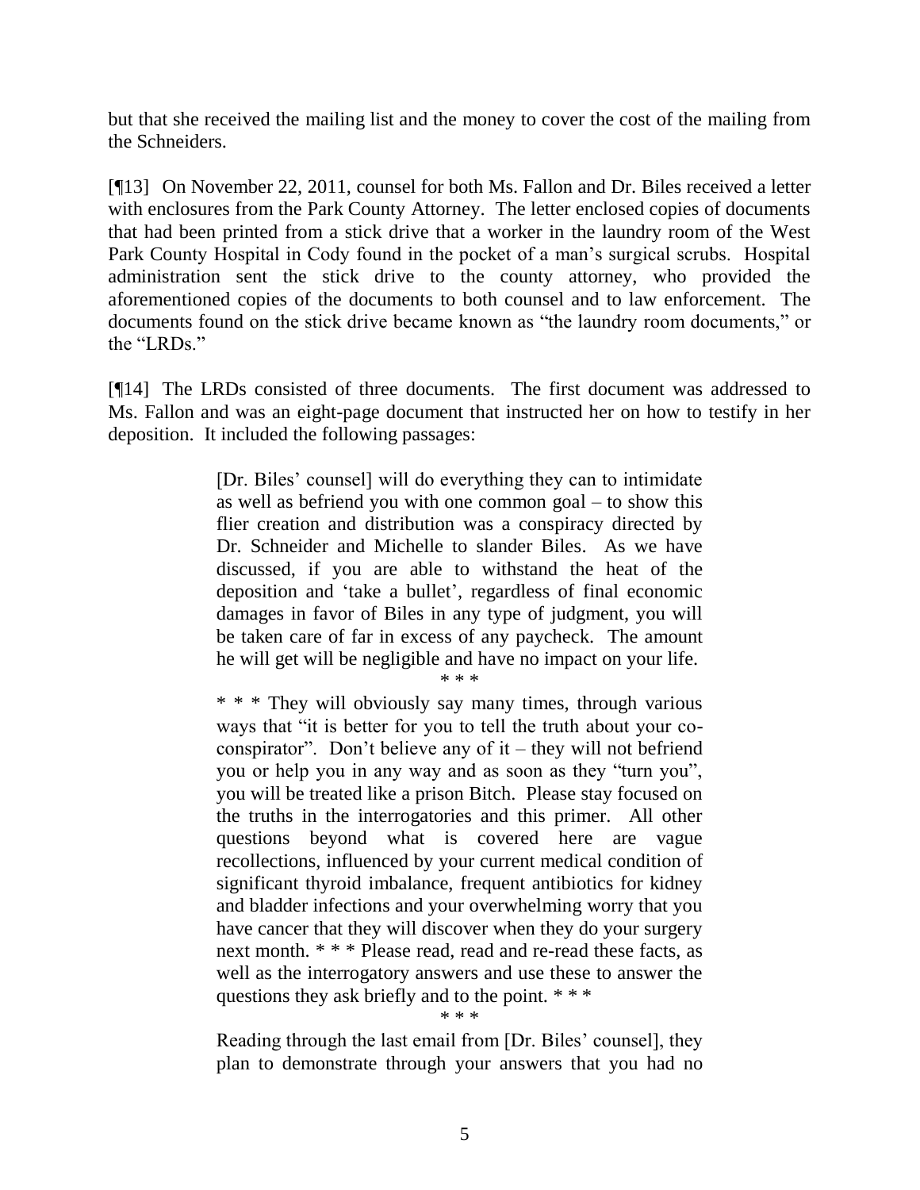but that she received the mailing list and the money to cover the cost of the mailing from the Schneiders.

[¶13] On November 22, 2011, counsel for both Ms. Fallon and Dr. Biles received a letter with enclosures from the Park County Attorney. The letter enclosed copies of documents that had been printed from a stick drive that a worker in the laundry room of the West Park County Hospital in Cody found in the pocket of a man's surgical scrubs. Hospital administration sent the stick drive to the county attorney, who provided the aforementioned copies of the documents to both counsel and to law enforcement. The documents found on the stick drive became known as "the laundry room documents," or the "LRDs."

[¶14] The LRDs consisted of three documents. The first document was addressed to Ms. Fallon and was an eight-page document that instructed her on how to testify in her deposition. It included the following passages:

> [Dr. Biles' counsel] will do everything they can to intimidate as well as befriend you with one common goal – to show this flier creation and distribution was a conspiracy directed by Dr. Schneider and Michelle to slander Biles. As we have discussed, if you are able to withstand the heat of the deposition and 'take a bullet', regardless of final economic damages in favor of Biles in any type of judgment, you will be taken care of far in excess of any paycheck. The amount he will get will be negligible and have no impact on your life.
>
> * * *
>
> * * * They will obviously say many times, through various ways that "it is better for you to tell the truth about your co-conspirator". Don't believe any of it – they will not befriend you or help you in any way and as soon as they "turn you", you will be treated like a prison Bitch. Please stay focused on the truths in the interrogatories and this primer. All other questions beyond what is covered here are vague recollections, influenced by your current medical condition of significant thyroid imbalance, frequent antibiotics for kidney and bladder infections and your overwhelming worry that you have cancer that they will discover when they do your surgery next month. * * * Please read, read and re-read these facts, as well as the interrogatory answers and use these to answer the questions they ask briefly and to the point. * * *
>
> * * *
>
> Reading through the last email from [Dr. Biles' counsel], they plan to demonstrate through your answers that you had no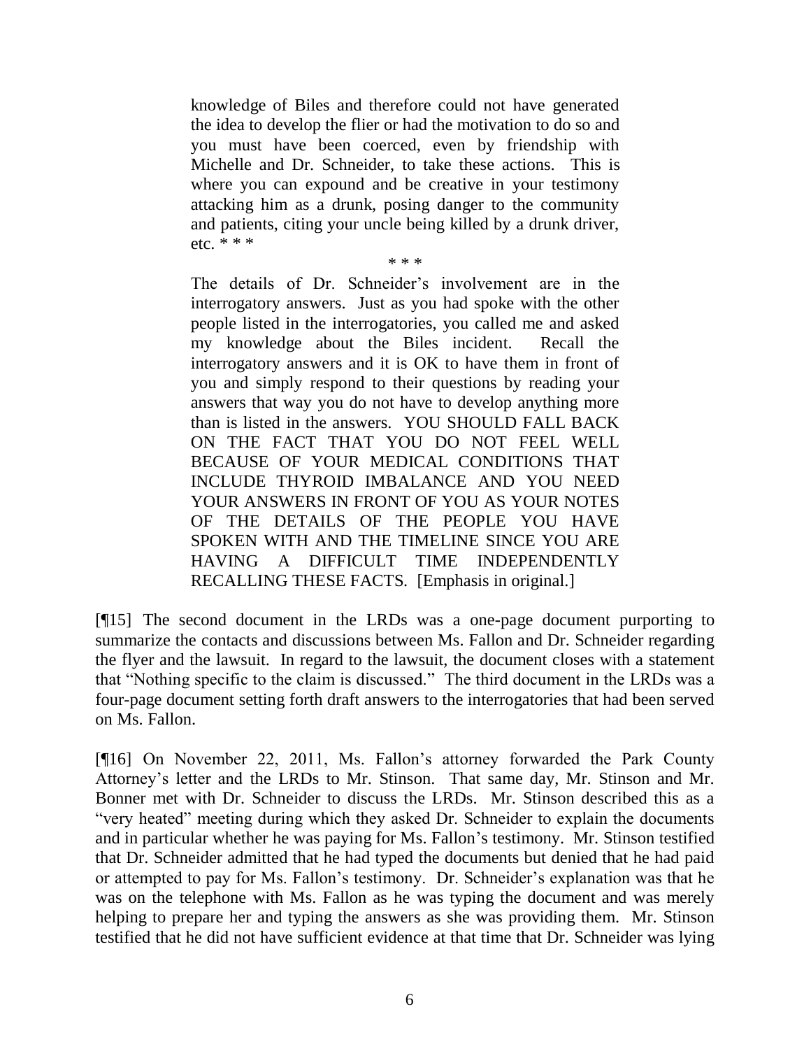> knowledge of Biles and therefore could not have generated the idea to develop the flier or had the motivation to do so and you must have been coerced, even by friendship with Michelle and Dr. Schneider, to take these actions. This is where you can expound and be creative in your testimony attacking him as a drunk, posing danger to the community and patients, citing your uncle being killed by a drunk driver, etc. * * *
>
> \* * *
>
> The details of Dr. Schneider's involvement are in the interrogatory answers. Just as you had spoke with the other people listed in the interrogatories, you called me and asked my knowledge about the Biles incident. Recall the interrogatory answers and it is OK to have them in front of you and simply respond to their questions by reading your answers that way you do not have to develop anything more than is listed in the answers. YOU SHOULD FALL BACK ON THE FACT THAT YOU DO NOT FEEL WELL BECAUSE OF YOUR MEDICAL CONDITIONS THAT INCLUDE THYROID IMBALANCE AND YOU NEED YOUR ANSWERS IN FRONT OF YOU AS YOUR NOTES OF THE DETAILS OF THE PEOPLE YOU HAVE SPOKEN WITH AND THE TIMELINE SINCE YOU ARE HAVING A DIFFICULT TIME INDEPENDENTLY RECALLING THESE FACTS. [Emphasis in original.]

[¶15] The second document in the LRDs was a one-page document purporting to summarize the contacts and discussions between Ms. Fallon and Dr. Schneider regarding the flyer and the lawsuit. In regard to the lawsuit, the document closes with a statement that "Nothing specific to the claim is discussed." The third document in the LRDs was a four-page document setting forth draft answers to the interrogatories that had been served on Ms. Fallon.

[¶16] On November 22, 2011, Ms. Fallon's attorney forwarded the Park County Attorney's letter and the LRDs to Mr. Stinson. That same day, Mr. Stinson and Mr. Bonner met with Dr. Schneider to discuss the LRDs. Mr. Stinson described this as a "very heated" meeting during which they asked Dr. Schneider to explain the documents and in particular whether he was paying for Ms. Fallon's testimony. Mr. Stinson testified that Dr. Schneider admitted that he had typed the documents but denied that he had paid or attempted to pay for Ms. Fallon's testimony. Dr. Schneider's explanation was that he was on the telephone with Ms. Fallon as he was typing the document and was merely helping to prepare her and typing the answers as she was providing them. Mr. Stinson testified that he did not have sufficient evidence at that time that Dr. Schneider was lying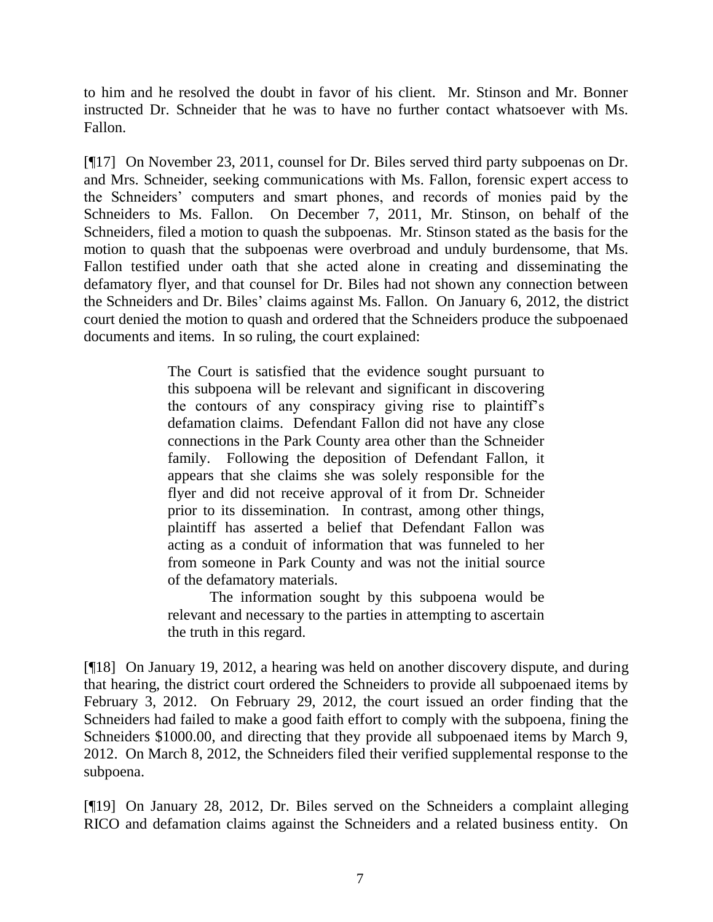to him and he resolved the doubt in favor of his client. Mr. Stinson and Mr. Bonner instructed Dr. Schneider that he was to have no further contact whatsoever with Ms. Fallon.

[¶17] On November 23, 2011, counsel for Dr. Biles served third party subpoenas on Dr. and Mrs. Schneider, seeking communications with Ms. Fallon, forensic expert access to the Schneiders' computers and smart phones, and records of monies paid by the Schneiders to Ms. Fallon. On December 7, 2011, Mr. Stinson, on behalf of the Schneiders, filed a motion to quash the subpoenas. Mr. Stinson stated as the basis for the motion to quash that the subpoenas were overbroad and unduly burdensome, that Ms. Fallon testified under oath that she acted alone in creating and disseminating the defamatory flyer, and that counsel for Dr. Biles had not shown any connection between the Schneiders and Dr. Biles' claims against Ms. Fallon. On January 6, 2012, the district court denied the motion to quash and ordered that the Schneiders produce the subpoenaed documents and items. In so ruling, the court explained:

> The Court is satisfied that the evidence sought pursuant to this subpoena will be relevant and significant in discovering the contours of any conspiracy giving rise to plaintiff's defamation claims. Defendant Fallon did not have any close connections in the Park County area other than the Schneider family. Following the deposition of Defendant Fallon, it appears that she claims she was solely responsible for the flyer and did not receive approval of it from Dr. Schneider prior to its dissemination. In contrast, among other things, plaintiff has asserted a belief that Defendant Fallon was acting as a conduit of information that was funneled to her from someone in Park County and was not the initial source of the defamatory materials.
>
> The information sought by this subpoena would be relevant and necessary to the parties in attempting to ascertain the truth in this regard.

[¶18] On January 19, 2012, a hearing was held on another discovery dispute, and during that hearing, the district court ordered the Schneiders to provide all subpoenaed items by February 3, 2012. On February 29, 2012, the court issued an order finding that the Schneiders had failed to make a good faith effort to comply with the subpoena, fining the Schneiders $1000.00, and directing that they provide all subpoenaed items by March 9, 2012. On March 8, 2012, the Schneiders filed their verified supplemental response to the subpoena.

[¶19] On January 28, 2012, Dr. Biles served on the Schneiders a complaint alleging RICO and defamation claims against the Schneiders and a related business entity. On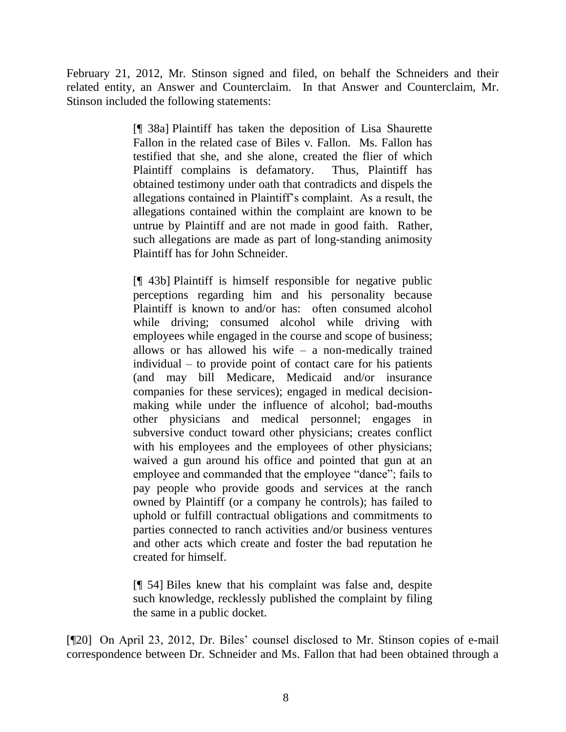February 21, 2012, Mr. Stinson signed and filed, on behalf the Schneiders and their related entity, an Answer and Counterclaim. In that Answer and Counterclaim, Mr. Stinson included the following statements:

> [¶ 38a] Plaintiff has taken the deposition of Lisa Shaurette Fallon in the related case of Biles v. Fallon. Ms. Fallon has testified that she, and she alone, created the flier of which Plaintiff complains is defamatory. Thus, Plaintiff has obtained testimony under oath that contradicts and dispels the allegations contained in Plaintiff's complaint. As a result, the allegations contained within the complaint are known to be untrue by Plaintiff and are not made in good faith. Rather, such allegations are made as part of long-standing animosity Plaintiff has for John Schneider.
>
> [¶ 43b] Plaintiff is himself responsible for negative public perceptions regarding him and his personality because Plaintiff is known to and/or has: often consumed alcohol while driving; consumed alcohol while driving with employees while engaged in the course and scope of business; allows or has allowed his wife – a non-medically trained individual – to provide point of contact care for his patients (and may bill Medicare, Medicaid and/or insurance companies for these services); engaged in medical decision-making while under the influence of alcohol; bad-mouths other physicians and medical personnel; engages in subversive conduct toward other physicians; creates conflict with his employees and the employees of other physicians; waived a gun around his office and pointed that gun at an employee and commanded that the employee "dance"; fails to pay people who provide goods and services at the ranch owned by Plaintiff (or a company he controls); has failed to uphold or fulfill contractual obligations and commitments to parties connected to ranch activities and/or business ventures and other acts which create and foster the bad reputation he created for himself.
>
> [¶ 54] Biles knew that his complaint was false and, despite such knowledge, recklessly published the complaint by filing the same in a public docket.

[¶20] On April 23, 2012, Dr. Biles' counsel disclosed to Mr. Stinson copies of e-mail correspondence between Dr. Schneider and Ms. Fallon that had been obtained through a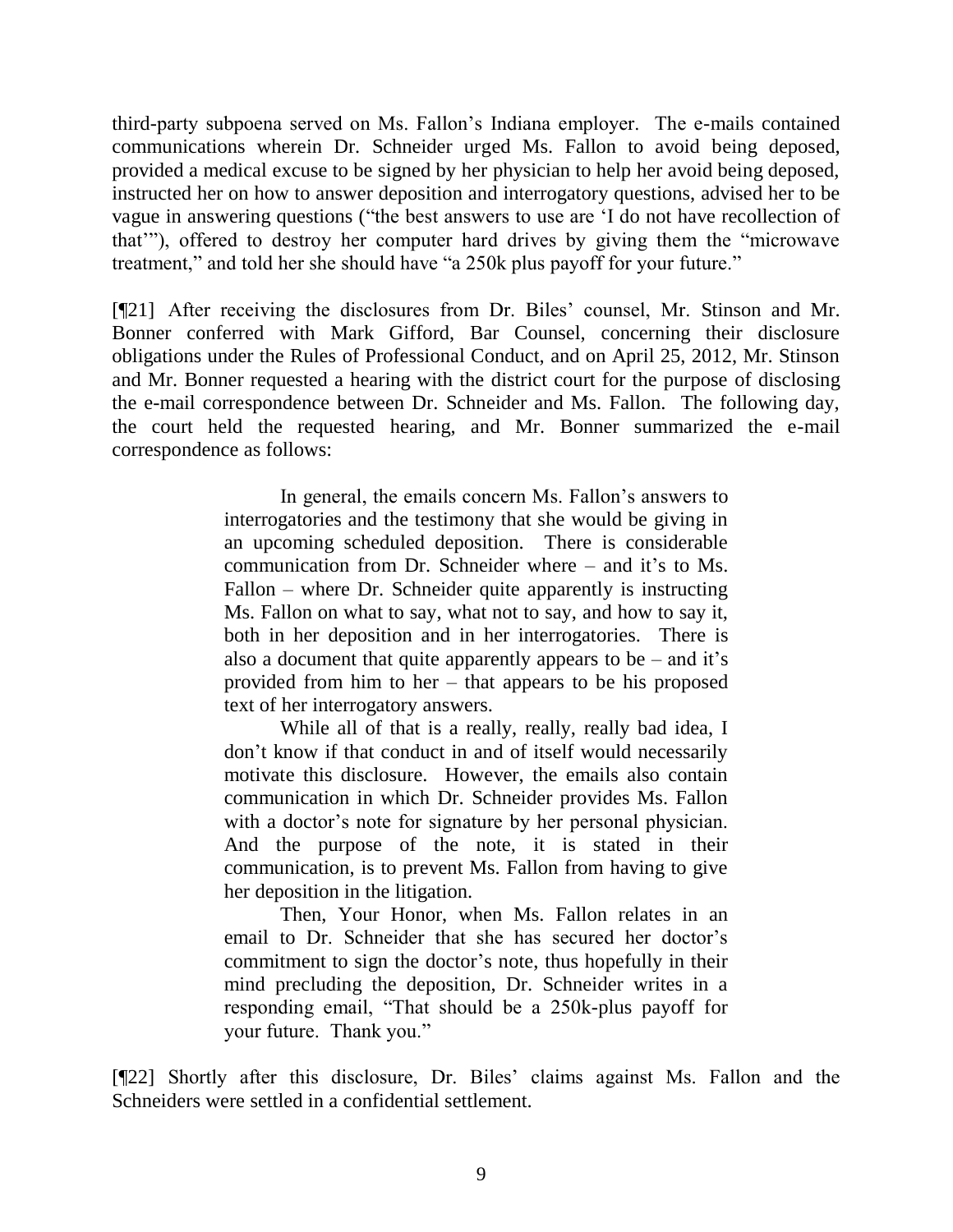third-party subpoena served on Ms. Fallon's Indiana employer. The e-mails contained communications wherein Dr. Schneider urged Ms. Fallon to avoid being deposed, provided a medical excuse to be signed by her physician to help her avoid being deposed, instructed her on how to answer deposition and interrogatory questions, advised her to be vague in answering questions ("the best answers to use are 'I do not have recollection of that'"), offered to destroy her computer hard drives by giving them the "microwave treatment," and told her she should have "a 250k plus payoff for your future."

[¶21] After receiving the disclosures from Dr. Biles' counsel, Mr. Stinson and Mr. Bonner conferred with Mark Gifford, Bar Counsel, concerning their disclosure obligations under the Rules of Professional Conduct, and on April 25, 2012, Mr. Stinson and Mr. Bonner requested a hearing with the district court for the purpose of disclosing the e-mail correspondence between Dr. Schneider and Ms. Fallon. The following day, the court held the requested hearing, and Mr. Bonner summarized the e-mail correspondence as follows:

> In general, the emails concern Ms. Fallon's answers to interrogatories and the testimony that she would be giving in an upcoming scheduled deposition. There is considerable communication from Dr. Schneider where – and it's to Ms. Fallon – where Dr. Schneider quite apparently is instructing Ms. Fallon on what to say, what not to say, and how to say it, both in her deposition and in her interrogatories. There is also a document that quite apparently appears to be – and it's provided from him to her – that appears to be his proposed text of her interrogatory answers.
>
> While all of that is a really, really, really bad idea, I don't know if that conduct in and of itself would necessarily motivate this disclosure. However, the emails also contain communication in which Dr. Schneider provides Ms. Fallon with a doctor's note for signature by her personal physician. And the purpose of the note, it is stated in their communication, is to prevent Ms. Fallon from having to give her deposition in the litigation.
>
> Then, Your Honor, when Ms. Fallon relates in an email to Dr. Schneider that she has secured her doctor's commitment to sign the doctor's note, thus hopefully in their mind precluding the deposition, Dr. Schneider writes in a responding email, "That should be a 250k-plus payoff for your future. Thank you."

[¶22] Shortly after this disclosure, Dr. Biles' claims against Ms. Fallon and the Schneiders were settled in a confidential settlement.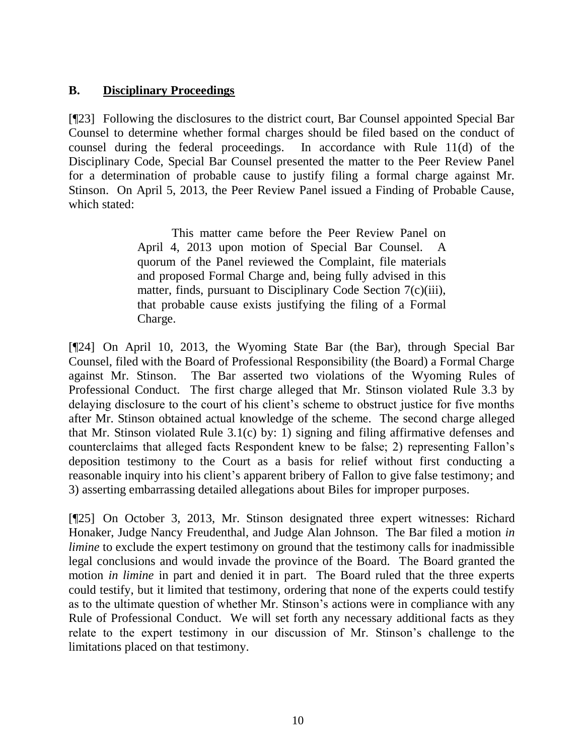## B. Disciplinary Proceedings

[¶23] Following the disclosures to the district court, Bar Counsel appointed Special Bar Counsel to determine whether formal charges should be filed based on the conduct of counsel during the federal proceedings. In accordance with Rule 11(d) of the Disciplinary Code, Special Bar Counsel presented the matter to the Peer Review Panel for a determination of probable cause to justify filing a formal charge against Mr. Stinson. On April 5, 2013, the Peer Review Panel issued a Finding of Probable Cause, which stated:

> This matter came before the Peer Review Panel on April 4, 2013 upon motion of Special Bar Counsel. A quorum of the Panel reviewed the Complaint, file materials and proposed Formal Charge and, being fully advised in this matter, finds, pursuant to Disciplinary Code Section 7(c)(iii), that probable cause exists justifying the filing of a Formal Charge.

[¶24] On April 10, 2013, the Wyoming State Bar (the Bar), through Special Bar Counsel, filed with the Board of Professional Responsibility (the Board) a Formal Charge against Mr. Stinson. The Bar asserted two violations of the Wyoming Rules of Professional Conduct. The first charge alleged that Mr. Stinson violated Rule 3.3 by delaying disclosure to the court of his client's scheme to obstruct justice for five months after Mr. Stinson obtained actual knowledge of the scheme. The second charge alleged that Mr. Stinson violated Rule 3.1(c) by: 1) signing and filing affirmative defenses and counterclaims that alleged facts Respondent knew to be false; 2) representing Fallon's deposition testimony to the Court as a basis for relief without first conducting a reasonable inquiry into his client's apparent bribery of Fallon to give false testimony; and 3) asserting embarrassing detailed allegations about Biles for improper purposes.

[¶25] On October 3, 2013, Mr. Stinson designated three expert witnesses: Richard Honaker, Judge Nancy Freudenthal, and Judge Alan Johnson. The Bar filed a motion *in limine* to exclude the expert testimony on ground that the testimony calls for inadmissible legal conclusions and would invade the province of the Board. The Board granted the motion *in limine* in part and denied it in part. The Board ruled that the three experts could testify, but it limited that testimony, ordering that none of the experts could testify as to the ultimate question of whether Mr. Stinson's actions were in compliance with any Rule of Professional Conduct. We will set forth any necessary additional facts as they relate to the expert testimony in our discussion of Mr. Stinson's challenge to the limitations placed on that testimony.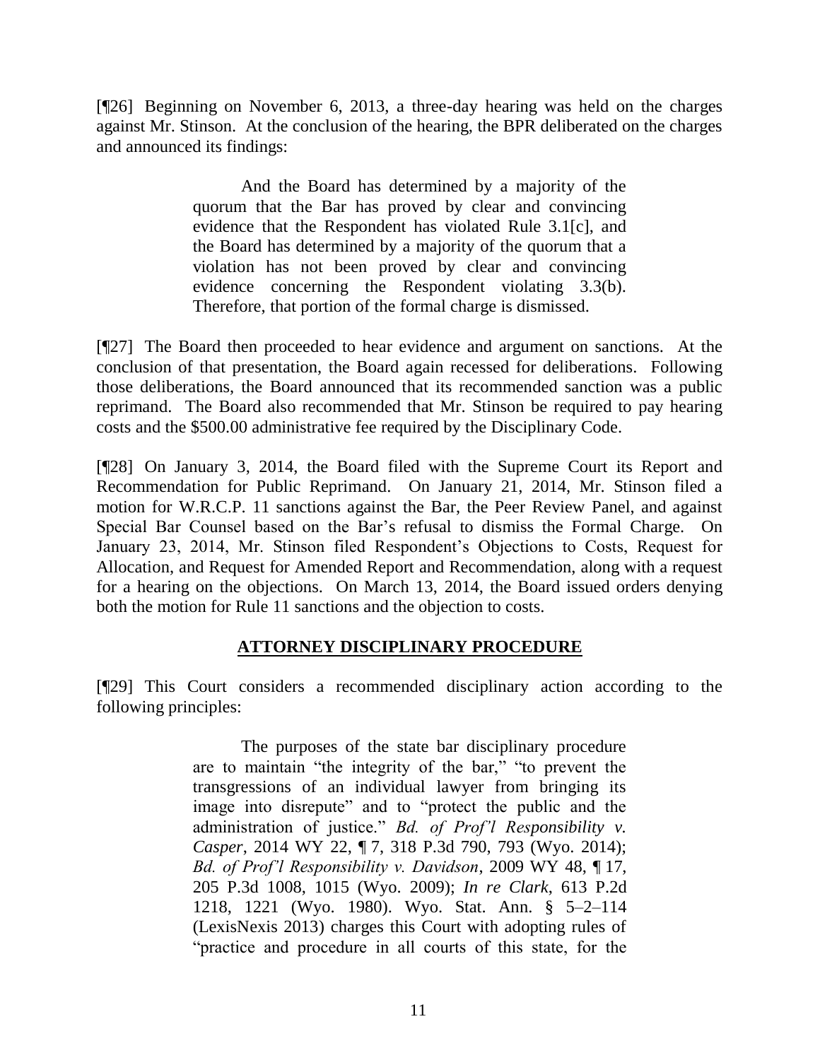[¶26] Beginning on November 6, 2013, a three-day hearing was held on the charges against Mr. Stinson. At the conclusion of the hearing, the BPR deliberated on the charges and announced its findings:

> And the Board has determined by a majority of the quorum that the Bar has proved by clear and convincing evidence that the Respondent has violated Rule 3.1[c], and the Board has determined by a majority of the quorum that a violation has not been proved by clear and convincing evidence concerning the Respondent violating 3.3(b). Therefore, that portion of the formal charge is dismissed.

[¶27] The Board then proceeded to hear evidence and argument on sanctions. At the conclusion of that presentation, the Board again recessed for deliberations. Following those deliberations, the Board announced that its recommended sanction was a public reprimand. The Board also recommended that Mr. Stinson be required to pay hearing costs and the $500.00 administrative fee required by the Disciplinary Code.

[¶28] On January 3, 2014, the Board filed with the Supreme Court its Report and Recommendation for Public Reprimand. On January 21, 2014, Mr. Stinson filed a motion for W.R.C.P. 11 sanctions against the Bar, the Peer Review Panel, and against Special Bar Counsel based on the Bar's refusal to dismiss the Formal Charge. On January 23, 2014, Mr. Stinson filed Respondent's Objections to Costs, Request for Allocation, and Request for Amended Report and Recommendation, along with a request for a hearing on the objections. On March 13, 2014, the Board issued orders denying both the motion for Rule 11 sanctions and the objection to costs.

## **ATTORNEY DISCIPLINARY PROCEDURE**

[¶29] This Court considers a recommended disciplinary action according to the following principles:

> The purposes of the state bar disciplinary procedure are to maintain "the integrity of the bar," "to prevent the transgressions of an individual lawyer from bringing its image into disrepute" and to "protect the public and the administration of justice." *Bd. of Prof'l Responsibility v. Casper*, 2014 WY 22, ¶ 7, 318 P.3d 790, 793 (Wyo. 2014); *Bd. of Prof'l Responsibility v. Davidson*, 2009 WY 48, ¶ 17, 205 P.3d 1008, 1015 (Wyo. 2009); *In re Clark*, 613 P.2d 1218, 1221 (Wyo. 1980). Wyo. Stat. Ann. § 5–2–114 (LexisNexis 2013) charges this Court with adopting rules of "practice and procedure in all courts of this state, for the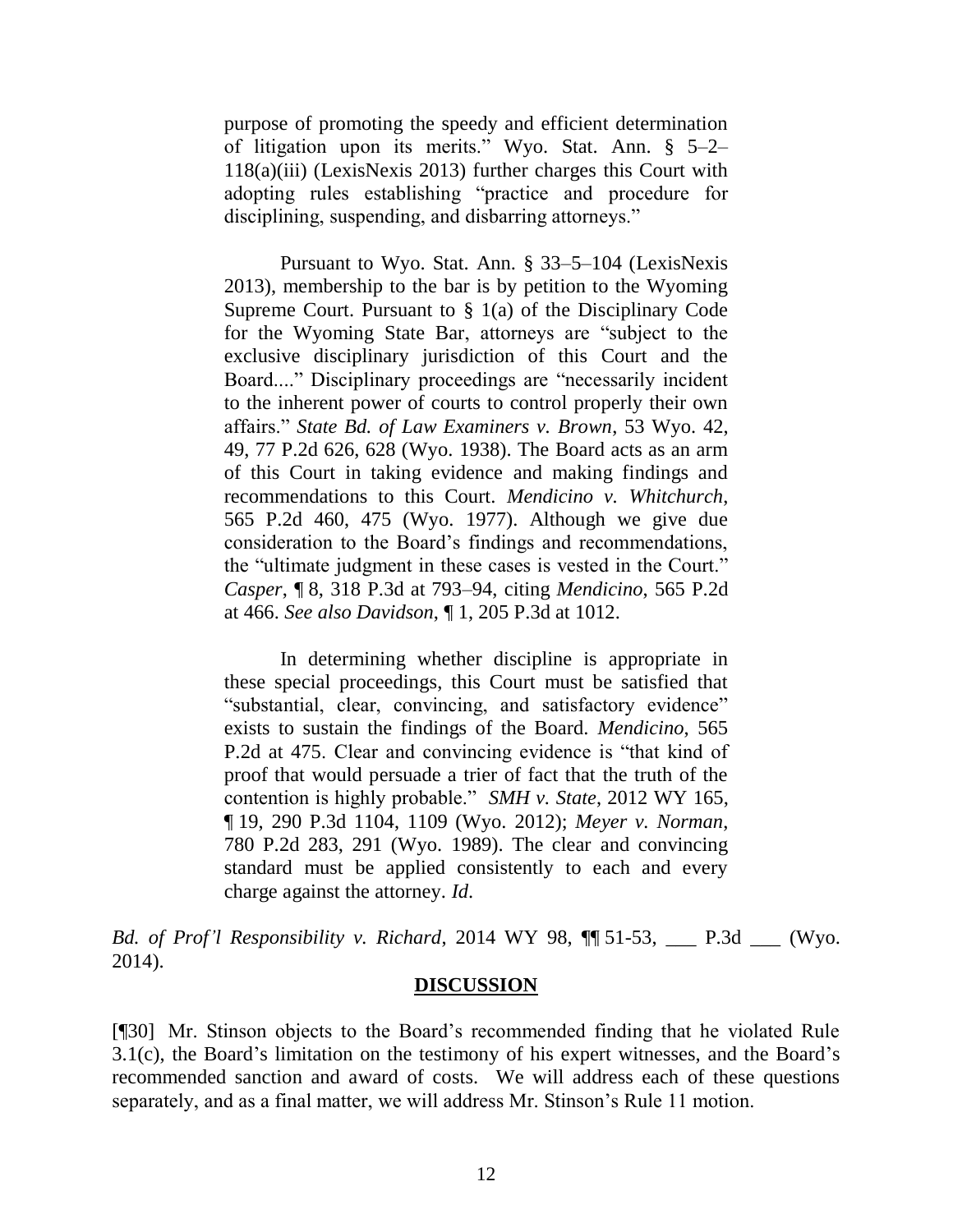> purpose of promoting the speedy and efficient determination of litigation upon its merits." Wyo. Stat. Ann. § 5–2–118(a)(iii) (LexisNexis 2013) further charges this Court with adopting rules establishing "practice and procedure for disciplining, suspending, and disbarring attorneys."
>
> Pursuant to Wyo. Stat. Ann. § 33–5–104 (LexisNexis 2013), membership to the bar is by petition to the Wyoming Supreme Court. Pursuant to § 1(a) of the Disciplinary Code for the Wyoming State Bar, attorneys are "subject to the exclusive disciplinary jurisdiction of this Court and the Board...." Disciplinary proceedings are "necessarily incident to the inherent power of courts to control properly their own affairs." *State Bd. of Law Examiners v. Brown*, 53 Wyo. 42, 49, 77 P.2d 626, 628 (Wyo. 1938). The Board acts as an arm of this Court in taking evidence and making findings and recommendations to this Court. *Mendicino v. Whitchurch*, 565 P.2d 460, 475 (Wyo. 1977). Although we give due consideration to the Board's findings and recommendations, the "ultimate judgment in these cases is vested in the Court." *Casper*, ¶ 8, 318 P.3d at 793–94, citing *Mendicino*, 565 P.2d at 466. *See also Davidson*, ¶ 1, 205 P.3d at 1012.
>
> In determining whether discipline is appropriate in these special proceedings, this Court must be satisfied that "substantial, clear, convincing, and satisfactory evidence" exists to sustain the findings of the Board. *Mendicino*, 565 P.2d at 475. Clear and convincing evidence is "that kind of proof that would persuade a trier of fact that the truth of the contention is highly probable." *SMH v. State*, 2012 WY 165, ¶ 19, 290 P.3d 1104, 1109 (Wyo. 2012); *Meyer v. Norman*, 780 P.2d 283, 291 (Wyo. 1989). The clear and convincing standard must be applied consistently to each and every charge against the attorney. *Id*.

*Bd. of Prof'l Responsibility v. Richard*, 2014 WY 98, ¶¶ 51-53, ___ P.3d ___ (Wyo. 2014).

## DISCUSSION

[¶30] Mr. Stinson objects to the Board's recommended finding that he violated Rule 3.1(c), the Board's limitation on the testimony of his expert witnesses, and the Board's recommended sanction and award of costs. We will address each of these questions separately, and as a final matter, we will address Mr. Stinson's Rule 11 motion.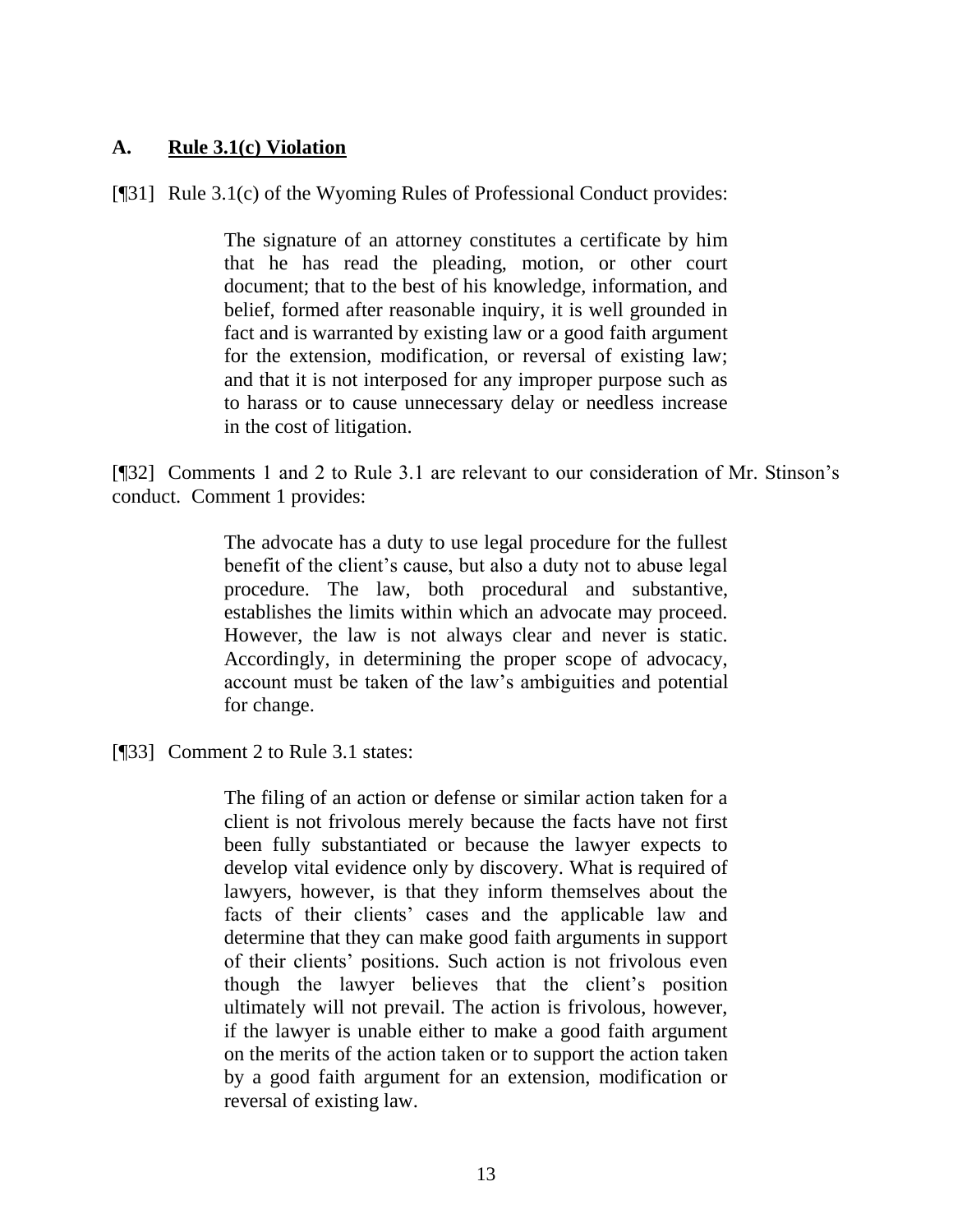### A. **Rule 3.1(c) Violation**

[¶31] Rule 3.1(c) of the Wyoming Rules of Professional Conduct provides:

> The signature of an attorney constitutes a certificate by him that he has read the pleading, motion, or other court document; that to the best of his knowledge, information, and belief, formed after reasonable inquiry, it is well grounded in fact and is warranted by existing law or a good faith argument for the extension, modification, or reversal of existing law; and that it is not interposed for any improper purpose such as to harass or to cause unnecessary delay or needless increase in the cost of litigation.

[¶32] Comments 1 and 2 to Rule 3.1 are relevant to our consideration of Mr. Stinson's conduct. Comment 1 provides:

> The advocate has a duty to use legal procedure for the fullest benefit of the client's cause, but also a duty not to abuse legal procedure. The law, both procedural and substantive, establishes the limits within which an advocate may proceed. However, the law is not always clear and never is static. Accordingly, in determining the proper scope of advocacy, account must be taken of the law's ambiguities and potential for change.

[¶33] Comment 2 to Rule 3.1 states:

> The filing of an action or defense or similar action taken for a client is not frivolous merely because the facts have not first been fully substantiated or because the lawyer expects to develop vital evidence only by discovery. What is required of lawyers, however, is that they inform themselves about the facts of their clients' cases and the applicable law and determine that they can make good faith arguments in support of their clients' positions. Such action is not frivolous even though the lawyer believes that the client's position ultimately will not prevail. The action is frivolous, however, if the lawyer is unable either to make a good faith argument on the merits of the action taken or to support the action taken by a good faith argument for an extension, modification or reversal of existing law.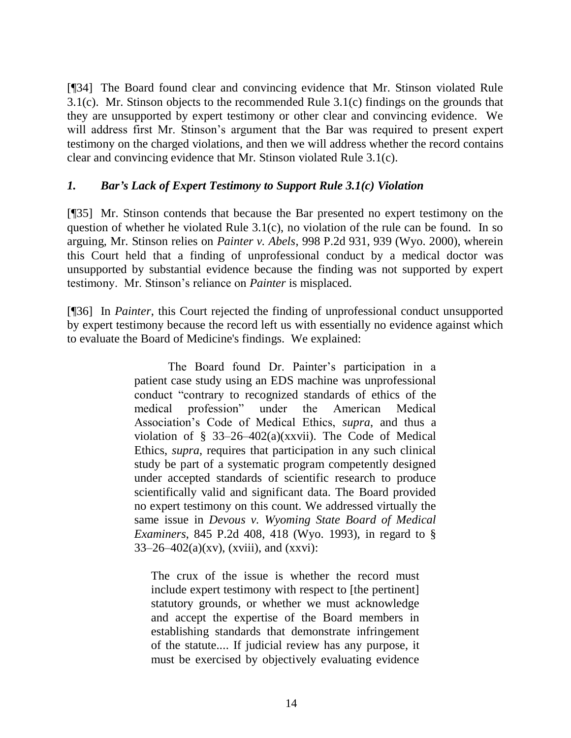[¶34] The Board found clear and convincing evidence that Mr. Stinson violated Rule 3.1(c). Mr. Stinson objects to the recommended Rule 3.1(c) findings on the grounds that they are unsupported by expert testimony or other clear and convincing evidence. We will address first Mr. Stinson's argument that the Bar was required to present expert testimony on the charged violations, and then we will address whether the record contains clear and convincing evidence that Mr. Stinson violated Rule 3.1(c).

### *1. Bar's Lack of Expert Testimony to Support Rule 3.1(c) Violation*

[¶35] Mr. Stinson contends that because the Bar presented no expert testimony on the question of whether he violated Rule 3.1(c), no violation of the rule can be found. In so arguing, Mr. Stinson relies on *Painter v. Abels*, 998 P.2d 931, 939 (Wyo. 2000), wherein this Court held that a finding of unprofessional conduct by a medical doctor was unsupported by substantial evidence because the finding was not supported by expert testimony. Mr. Stinson's reliance on *Painter* is misplaced.

[¶36] In *Painter*, this Court rejected the finding of unprofessional conduct unsupported by expert testimony because the record left us with essentially no evidence against which to evaluate the Board of Medicine's findings. We explained:

> The Board found Dr. Painter's participation in a patient case study using an EDS machine was unprofessional conduct "contrary to recognized standards of ethics of the medical profession" under the American Medical Association's Code of Medical Ethics, *supra*, and thus a violation of § 33–26–402(a)(xxvii). The Code of Medical Ethics, *supra*, requires that participation in any such clinical study be part of a systematic program competently designed under accepted standards of scientific research to produce scientifically valid and significant data. The Board provided no expert testimony on this count. We addressed virtually the same issue in *Devous v. Wyoming State Board of Medical Examiners*, 845 P.2d 408, 418 (Wyo. 1993), in regard to § 33–26–402(a)(xv), (xviii), and (xxvi):
>
>> The crux of the issue is whether the record must include expert testimony with respect to [the pertinent] statutory grounds, or whether we must acknowledge and accept the expertise of the Board members in establishing standards that demonstrate infringement of the statute.... If judicial review has any purpose, it must be exercised by objectively evaluating evidence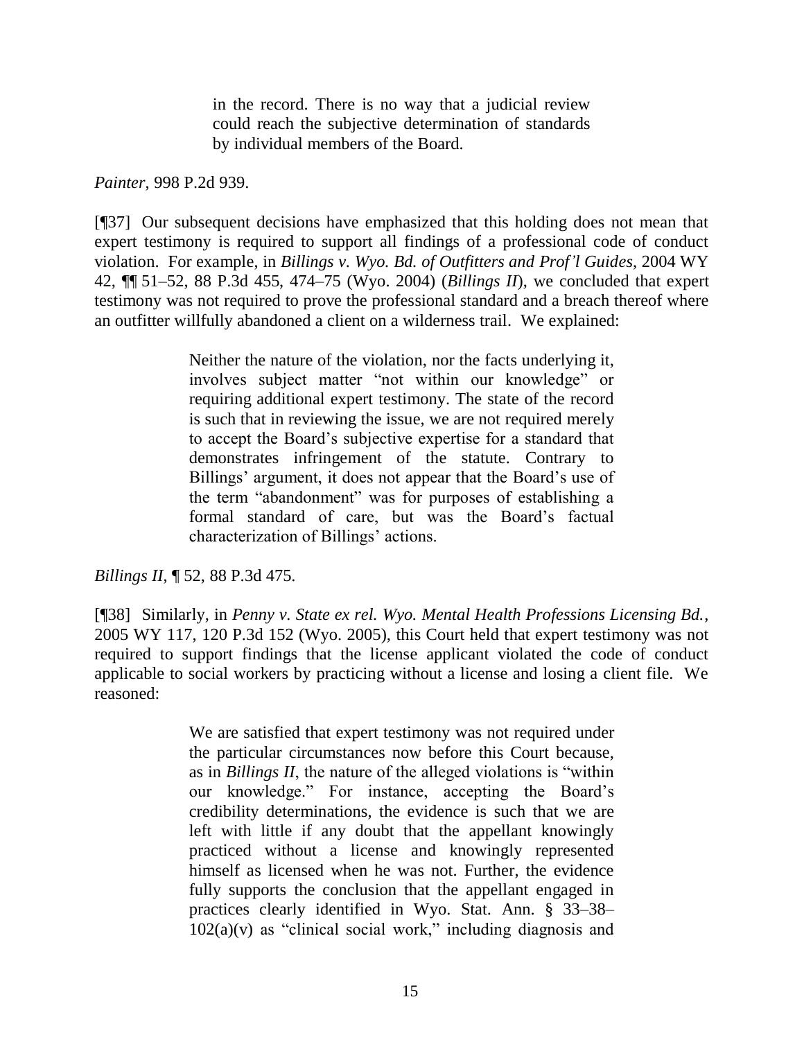> in the record. There is no way that a judicial review could reach the subjective determination of standards by individual members of the Board.

*Painter*, 998 P.2d 939.

[¶37] Our subsequent decisions have emphasized that this holding does not mean that expert testimony is required to support all findings of a professional code of conduct violation. For example, in *Billings v. Wyo. Bd. of Outfitters and Prof'l Guides*, 2004 WY 42, ¶¶ 51–52, 88 P.3d 455, 474–75 (Wyo. 2004) (*Billings II*), we concluded that expert testimony was not required to prove the professional standard and a breach thereof where an outfitter willfully abandoned a client on a wilderness trail. We explained:

> Neither the nature of the violation, nor the facts underlying it, involves subject matter "not within our knowledge" or requiring additional expert testimony. The state of the record is such that in reviewing the issue, we are not required merely to accept the Board's subjective expertise for a standard that demonstrates infringement of the statute. Contrary to Billings' argument, it does not appear that the Board's use of the term "abandonment" was for purposes of establishing a formal standard of care, but was the Board's factual characterization of Billings' actions.

*Billings II*, ¶ 52, 88 P.3d 475.

[¶38] Similarly, in *Penny v. State ex rel. Wyo. Mental Health Professions Licensing Bd.*, 2005 WY 117, 120 P.3d 152 (Wyo. 2005), this Court held that expert testimony was not required to support findings that the license applicant violated the code of conduct applicable to social workers by practicing without a license and losing a client file. We reasoned:

> We are satisfied that expert testimony was not required under the particular circumstances now before this Court because, as in *Billings II*, the nature of the alleged violations is "within our knowledge." For instance, accepting the Board's credibility determinations, the evidence is such that we are left with little if any doubt that the appellant knowingly practiced without a license and knowingly represented himself as licensed when he was not. Further, the evidence fully supports the conclusion that the appellant engaged in practices clearly identified in Wyo. Stat. Ann. § 33–38–102(a)(v) as "clinical social work," including diagnosis and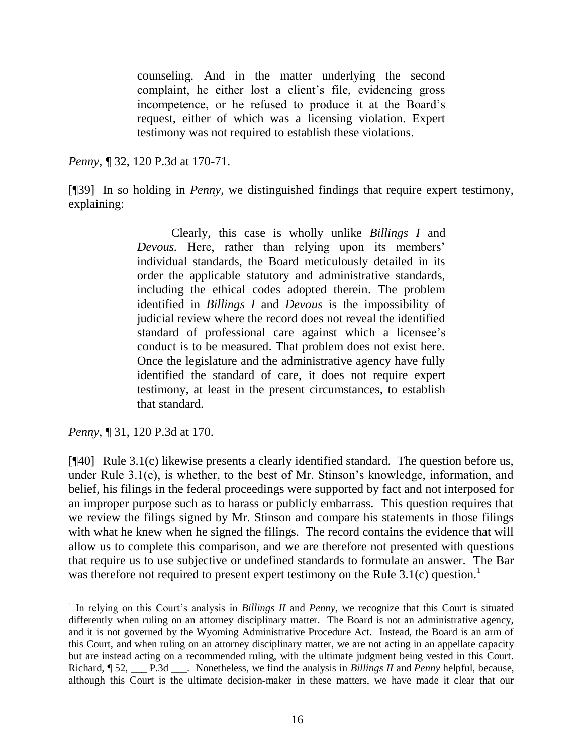> counseling. And in the matter underlying the second complaint, he either lost a client's file, evidencing gross incompetence, or he refused to produce it at the Board's request, either of which was a licensing violation. Expert testimony was not required to establish these violations.

*Penny*, ¶ 32, 120 P.3d at 170-71.

[¶39] In so holding in *Penny*, we distinguished findings that require expert testimony, explaining:

> Clearly, this case is wholly unlike *Billings I* and *Devous.* Here, rather than relying upon its members' individual standards, the Board meticulously detailed in its order the applicable statutory and administrative standards, including the ethical codes adopted therein. The problem identified in *Billings I* and *Devous* is the impossibility of judicial review where the record does not reveal the identified standard of professional care against which a licensee's conduct is to be measured. That problem does not exist here. Once the legislature and the administrative agency have fully identified the standard of care, it does not require expert testimony, at least in the present circumstances, to establish that standard.

*Penny*, ¶ 31, 120 P.3d at 170.

[¶40] Rule 3.1(c) likewise presents a clearly identified standard. The question before us, under Rule 3.1(c), is whether, to the best of Mr. Stinson's knowledge, information, and belief, his filings in the federal proceedings were supported by fact and not interposed for an improper purpose such as to harass or publicly embarrass. This question requires that we review the filings signed by Mr. Stinson and compare his statements in those filings with what he knew when he signed the filings. The record contains the evidence that will allow us to complete this comparison, and we are therefore not presented with questions that require us to use subjective or undefined standards to formulate an answer. The Bar was therefore not required to present expert testimony on the Rule 3.1(c) question.[1]

---

[1] In relying on this Court's analysis in *Billings II* and *Penny*, we recognize that this Court is situated differently when ruling on an attorney disciplinary matter. The Board is not an administrative agency, and it is not governed by the Wyoming Administrative Procedure Act. Instead, the Board is an arm of this Court, and when ruling on an attorney disciplinary matter, we are not acting in an appellate capacity but are instead acting on a recommended ruling, with the ultimate judgment being vested in this Court. Richard, ¶ 52, ___ P.3d ___. Nonetheless, we find the analysis in *Billings II* and *Penny* helpful, because, although this Court is the ultimate decision-maker in these matters, we have made it clear that our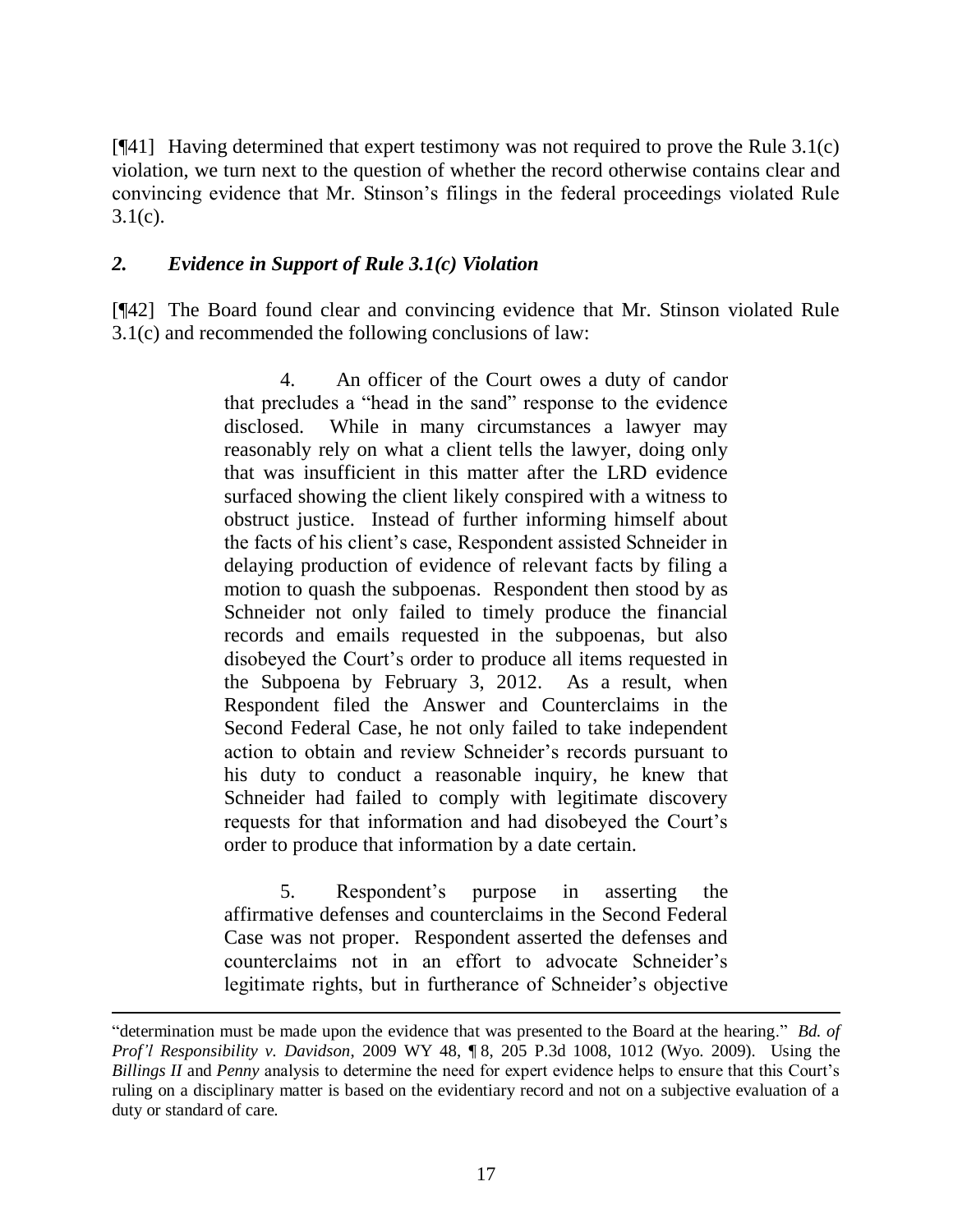[¶41] Having determined that expert testimony was not required to prove the Rule 3.1(c) violation, we turn next to the question of whether the record otherwise contains clear and convincing evidence that Mr. Stinson's filings in the federal proceedings violated Rule 3.1(c).

### *2. Evidence in Support of Rule 3.1(c) Violation*

[¶42] The Board found clear and convincing evidence that Mr. Stinson violated Rule 3.1(c) and recommended the following conclusions of law:

> 4. An officer of the Court owes a duty of candor that precludes a "head in the sand" response to the evidence disclosed. While in many circumstances a lawyer may reasonably rely on what a client tells the lawyer, doing only that was insufficient in this matter after the LRD evidence surfaced showing the client likely conspired with a witness to obstruct justice. Instead of further informing himself about the facts of his client's case, Respondent assisted Schneider in delaying production of evidence of relevant facts by filing a motion to quash the subpoenas. Respondent then stood by as Schneider not only failed to timely produce the financial records and emails requested in the subpoenas, but also disobeyed the Court's order to produce all items requested in the Subpoena by February 3, 2012. As a result, when Respondent filed the Answer and Counterclaims in the Second Federal Case, he not only failed to take independent action to obtain and review Schneider's records pursuant to his duty to conduct a reasonable inquiry, he knew that Schneider had failed to comply with legitimate discovery requests for that information and had disobeyed the Court's order to produce that information by a date certain.
>
> 5. Respondent's purpose in asserting the affirmative defenses and counterclaims in the Second Federal Case was not proper. Respondent asserted the defenses and counterclaims not in an effort to advocate Schneider's legitimate rights, but in furtherance of Schneider's objective

---

"determination must be made upon the evidence that was presented to the Board at the hearing." *Bd. of Prof'l Responsibility v. Davidson*, 2009 WY 48, ¶ 8, 205 P.3d 1008, 1012 (Wyo. 2009). Using the *Billings II* and *Penny* analysis to determine the need for expert evidence helps to ensure that this Court's ruling on a disciplinary matter is based on the evidentiary record and not on a subjective evaluation of a duty or standard of care.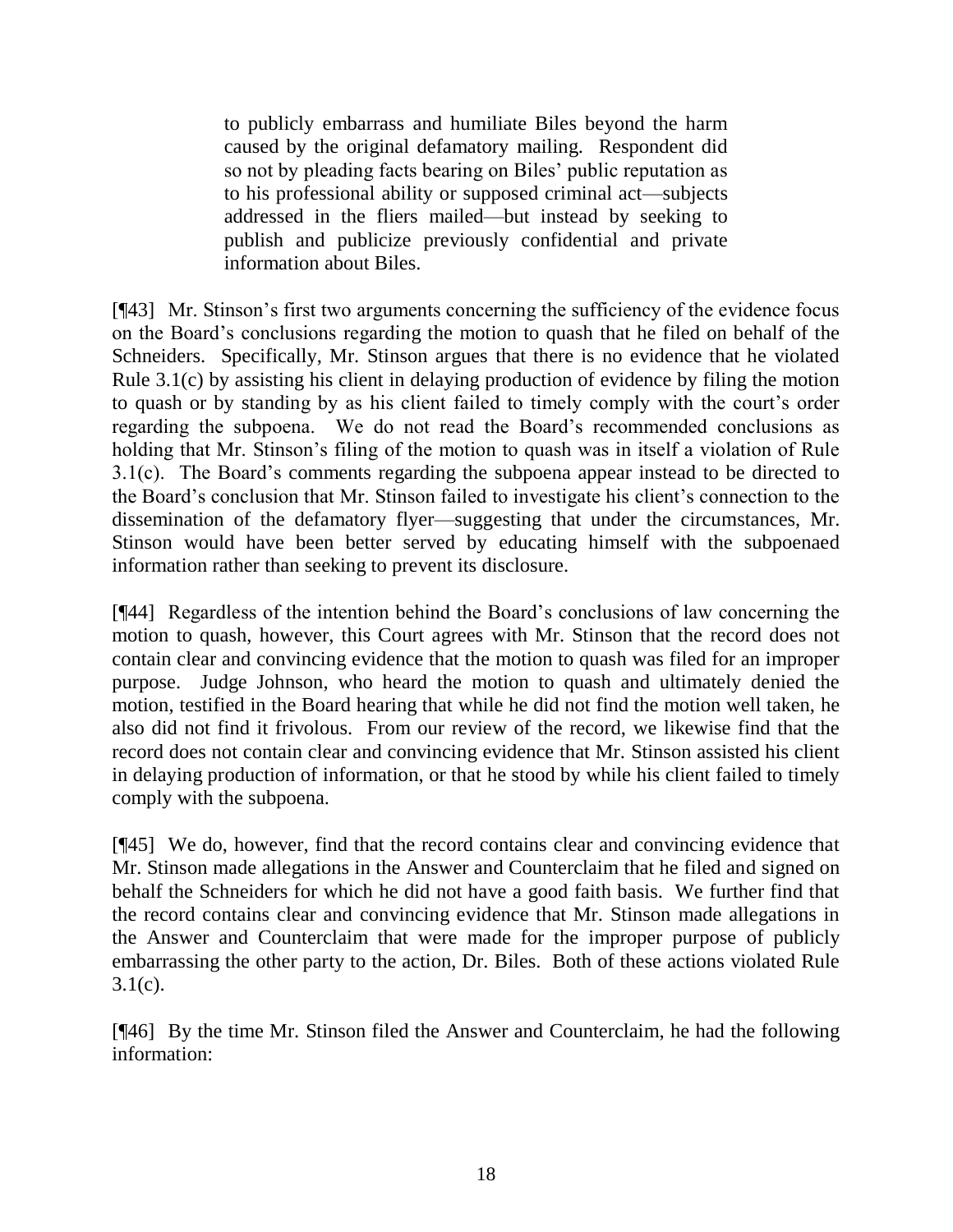> to publicly embarrass and humiliate Biles beyond the harm caused by the original defamatory mailing. Respondent did so not by pleading facts bearing on Biles' public reputation as to his professional ability or supposed criminal act—subjects addressed in the fliers mailed—but instead by seeking to publish and publicize previously confidential and private information about Biles.

[¶43] Mr. Stinson's first two arguments concerning the sufficiency of the evidence focus on the Board's conclusions regarding the motion to quash that he filed on behalf of the Schneiders. Specifically, Mr. Stinson argues that there is no evidence that he violated Rule 3.1(c) by assisting his client in delaying production of evidence by filing the motion to quash or by standing by as his client failed to timely comply with the court's order regarding the subpoena. We do not read the Board's recommended conclusions as holding that Mr. Stinson's filing of the motion to quash was in itself a violation of Rule 3.1(c). The Board's comments regarding the subpoena appear instead to be directed to the Board's conclusion that Mr. Stinson failed to investigate his client's connection to the dissemination of the defamatory flyer—suggesting that under the circumstances, Mr. Stinson would have been better served by educating himself with the subpoenaed information rather than seeking to prevent its disclosure.

[¶44] Regardless of the intention behind the Board's conclusions of law concerning the motion to quash, however, this Court agrees with Mr. Stinson that the record does not contain clear and convincing evidence that the motion to quash was filed for an improper purpose. Judge Johnson, who heard the motion to quash and ultimately denied the motion, testified in the Board hearing that while he did not find the motion well taken, he also did not find it frivolous. From our review of the record, we likewise find that the record does not contain clear and convincing evidence that Mr. Stinson assisted his client in delaying production of information, or that he stood by while his client failed to timely comply with the subpoena.

[¶45] We do, however, find that the record contains clear and convincing evidence that Mr. Stinson made allegations in the Answer and Counterclaim that he filed and signed on behalf the Schneiders for which he did not have a good faith basis. We further find that the record contains clear and convincing evidence that Mr. Stinson made allegations in the Answer and Counterclaim that were made for the improper purpose of publicly embarrassing the other party to the action, Dr. Biles. Both of these actions violated Rule 3.1(c).

[¶46] By the time Mr. Stinson filed the Answer and Counterclaim, he had the following information: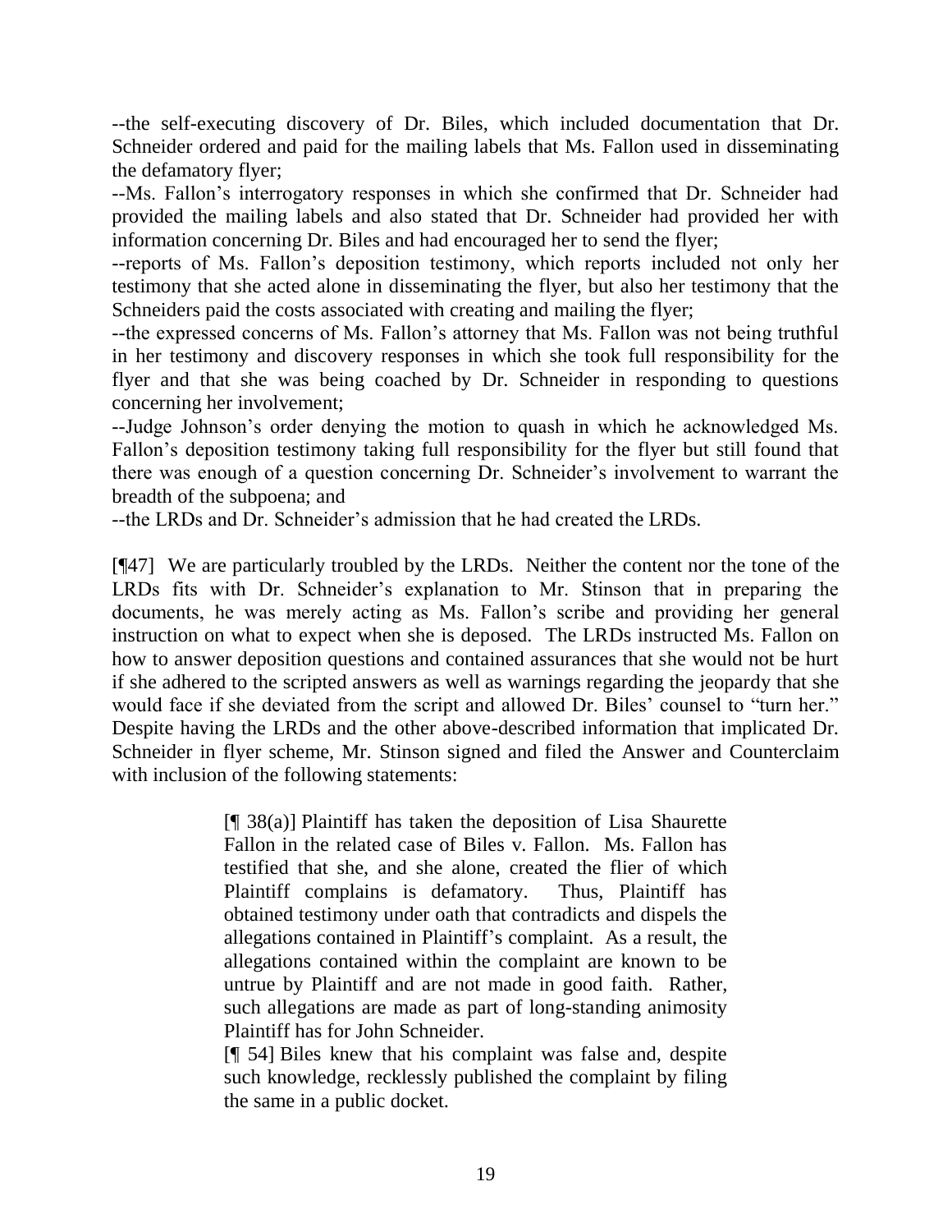--the self-executing discovery of Dr. Biles, which included documentation that Dr. Schneider ordered and paid for the mailing labels that Ms. Fallon used in disseminating the defamatory flyer;

--Ms. Fallon's interrogatory responses in which she confirmed that Dr. Schneider had provided the mailing labels and also stated that Dr. Schneider had provided her with information concerning Dr. Biles and had encouraged her to send the flyer;

--reports of Ms. Fallon's deposition testimony, which reports included not only her testimony that she acted alone in disseminating the flyer, but also her testimony that the Schneiders paid the costs associated with creating and mailing the flyer;

--the expressed concerns of Ms. Fallon's attorney that Ms. Fallon was not being truthful in her testimony and discovery responses in which she took full responsibility for the flyer and that she was being coached by Dr. Schneider in responding to questions concerning her involvement;

--Judge Johnson's order denying the motion to quash in which he acknowledged Ms. Fallon's deposition testimony taking full responsibility for the flyer but still found that there was enough of a question concerning Dr. Schneider's involvement to warrant the breadth of the subpoena; and

--the LRDs and Dr. Schneider's admission that he had created the LRDs.

[¶47] We are particularly troubled by the LRDs. Neither the content nor the tone of the LRDs fits with Dr. Schneider's explanation to Mr. Stinson that in preparing the documents, he was merely acting as Ms. Fallon's scribe and providing her general instruction on what to expect when she is deposed. The LRDs instructed Ms. Fallon on how to answer deposition questions and contained assurances that she would not be hurt if she adhered to the scripted answers as well as warnings regarding the jeopardy that she would face if she deviated from the script and allowed Dr. Biles' counsel to "turn her." Despite having the LRDs and the other above-described information that implicated Dr. Schneider in flyer scheme, Mr. Stinson signed and filed the Answer and Counterclaim with inclusion of the following statements:

> [¶ 38(a)] Plaintiff has taken the deposition of Lisa Shaurette Fallon in the related case of Biles v. Fallon. Ms. Fallon has testified that she, and she alone, created the flier of which Plaintiff complains is defamatory. Thus, Plaintiff has obtained testimony under oath that contradicts and dispels the allegations contained in Plaintiff's complaint. As a result, the allegations contained within the complaint are known to be untrue by Plaintiff and are not made in good faith. Rather, such allegations are made as part of long-standing animosity Plaintiff has for John Schneider.
>
> [¶ 54] Biles knew that his complaint was false and, despite such knowledge, recklessly published the complaint by filing the same in a public docket.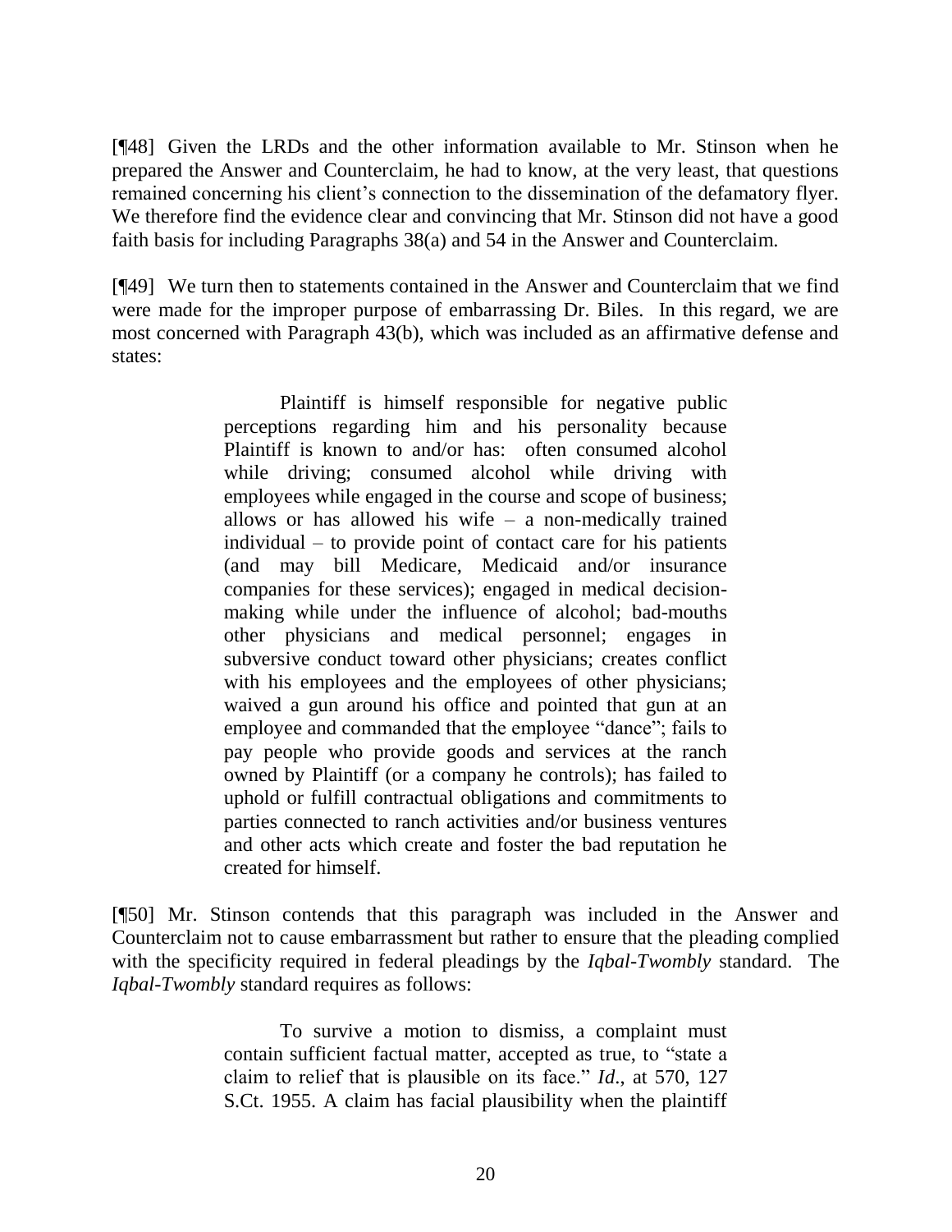[¶48] Given the LRDs and the other information available to Mr. Stinson when he prepared the Answer and Counterclaim, he had to know, at the very least, that questions remained concerning his client's connection to the dissemination of the defamatory flyer. We therefore find the evidence clear and convincing that Mr. Stinson did not have a good faith basis for including Paragraphs 38(a) and 54 in the Answer and Counterclaim.

[¶49] We turn then to statements contained in the Answer and Counterclaim that we find were made for the improper purpose of embarrassing Dr. Biles. In this regard, we are most concerned with Paragraph 43(b), which was included as an affirmative defense and states:

> Plaintiff is himself responsible for negative public perceptions regarding him and his personality because Plaintiff is known to and/or has: often consumed alcohol while driving; consumed alcohol while driving with employees while engaged in the course and scope of business; allows or has allowed his wife – a non-medically trained individual – to provide point of contact care for his patients (and may bill Medicare, Medicaid and/or insurance companies for these services); engaged in medical decision-making while under the influence of alcohol; bad-mouths other physicians and medical personnel; engages in subversive conduct toward other physicians; creates conflict with his employees and the employees of other physicians; waived a gun around his office and pointed that gun at an employee and commanded that the employee "dance"; fails to pay people who provide goods and services at the ranch owned by Plaintiff (or a company he controls); has failed to uphold or fulfill contractual obligations and commitments to parties connected to ranch activities and/or business ventures and other acts which create and foster the bad reputation he created for himself.

[¶50] Mr. Stinson contends that this paragraph was included in the Answer and Counterclaim not to cause embarrassment but rather to ensure that the pleading complied with the specificity required in federal pleadings by the *Iqbal-Twombly* standard. The *Iqbal-Twombly* standard requires as follows:

> To survive a motion to dismiss, a complaint must contain sufficient factual matter, accepted as true, to "state a claim to relief that is plausible on its face." *Id.*, at 570, 127 S.Ct. 1955. A claim has facial plausibility when the plaintiff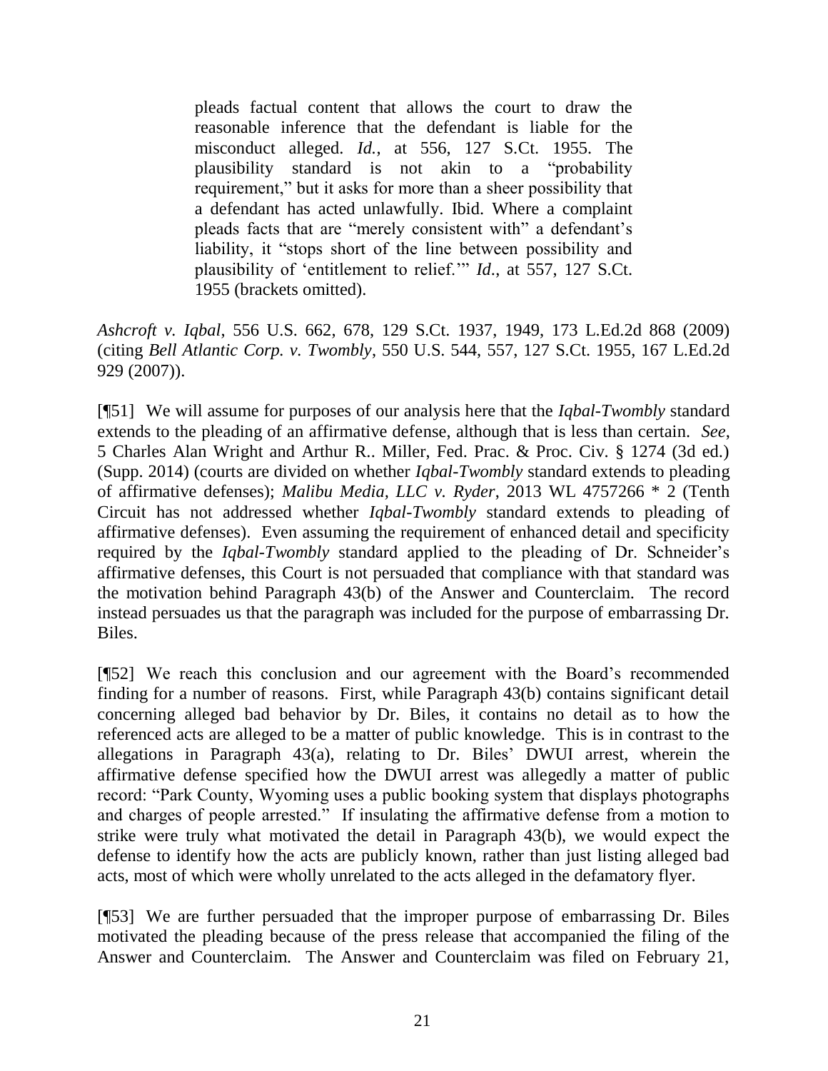> pleads factual content that allows the court to draw the reasonable inference that the defendant is liable for the misconduct alleged. *Id.*, at 556, 127 S.Ct. 1955. The plausibility standard is not akin to a "probability requirement," but it asks for more than a sheer possibility that a defendant has acted unlawfully. Ibid. Where a complaint pleads facts that are "merely consistent with" a defendant's liability, it "stops short of the line between possibility and plausibility of 'entitlement to relief.'" *Id.*, at 557, 127 S.Ct. 1955 (brackets omitted).

*Ashcroft v. Iqbal*, 556 U.S. 662, 678, 129 S.Ct. 1937, 1949, 173 L.Ed.2d 868 (2009) (citing *Bell Atlantic Corp. v. Twombly*, 550 U.S. 544, 557, 127 S.Ct. 1955, 167 L.Ed.2d 929 (2007)).

[¶51] We will assume for purposes of our analysis here that the *Iqbal-Twombly* standard extends to the pleading of an affirmative defense, although that is less than certain. *See*, 5 Charles Alan Wright and Arthur R.. Miller, Fed. Prac. & Proc. Civ. § 1274 (3d ed.) (Supp. 2014) (courts are divided on whether *Iqbal-Twombly* standard extends to pleading of affirmative defenses); *Malibu Media, LLC v. Ryder*, 2013 WL 4757266 * 2 (Tenth Circuit has not addressed whether *Iqbal-Twombly* standard extends to pleading of affirmative defenses). Even assuming the requirement of enhanced detail and specificity required by the *Iqbal-Twombly* standard applied to the pleading of Dr. Schneider's affirmative defenses, this Court is not persuaded that compliance with that standard was the motivation behind Paragraph 43(b) of the Answer and Counterclaim. The record instead persuades us that the paragraph was included for the purpose of embarrassing Dr. Biles.

[¶52] We reach this conclusion and our agreement with the Board's recommended finding for a number of reasons. First, while Paragraph 43(b) contains significant detail concerning alleged bad behavior by Dr. Biles, it contains no detail as to how the referenced acts are alleged to be a matter of public knowledge. This is in contrast to the allegations in Paragraph 43(a), relating to Dr. Biles' DWUI arrest, wherein the affirmative defense specified how the DWUI arrest was allegedly a matter of public record: "Park County, Wyoming uses a public booking system that displays photographs and charges of people arrested." If insulating the affirmative defense from a motion to strike were truly what motivated the detail in Paragraph 43(b), we would expect the defense to identify how the acts are publicly known, rather than just listing alleged bad acts, most of which were wholly unrelated to the acts alleged in the defamatory flyer.

[¶53] We are further persuaded that the improper purpose of embarrassing Dr. Biles motivated the pleading because of the press release that accompanied the filing of the Answer and Counterclaim. The Answer and Counterclaim was filed on February 21,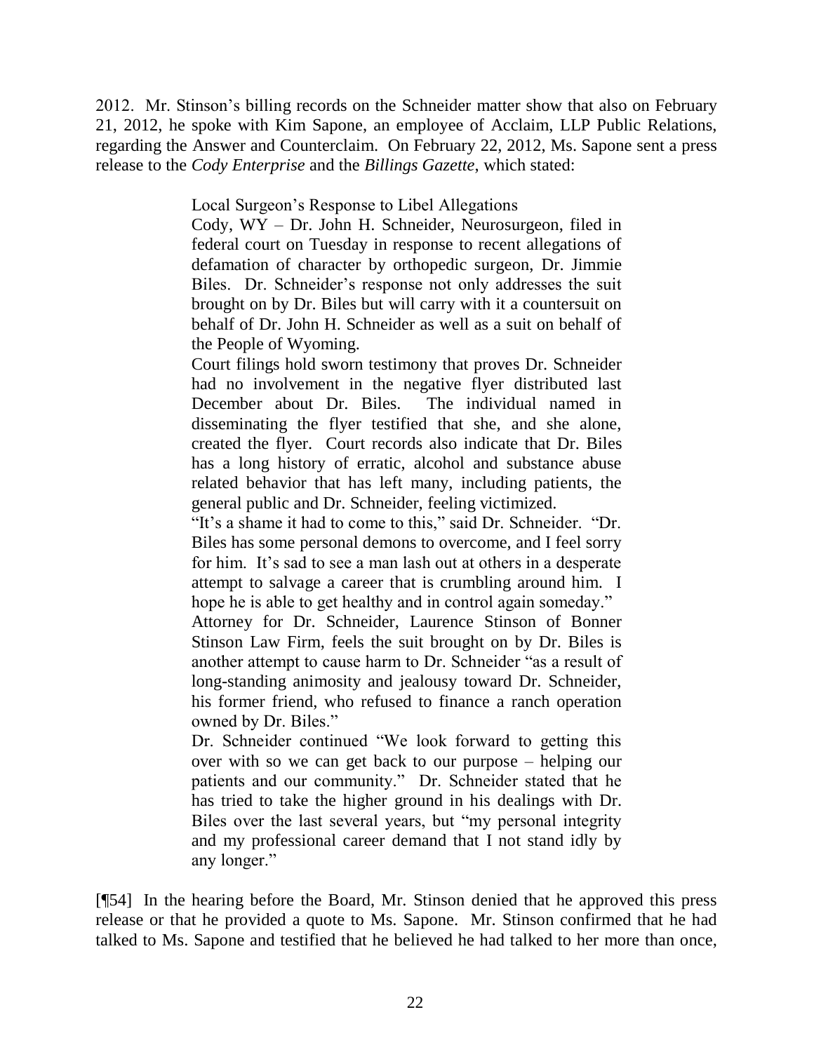2012. Mr. Stinson's billing records on the Schneider matter show that also on February 21, 2012, he spoke with Kim Sapone, an employee of Acclaim, LLP Public Relations, regarding the Answer and Counterclaim. On February 22, 2012, Ms. Sapone sent a press release to the *Cody Enterprise* and the *Billings Gazette*, which stated:

> Local Surgeon's Response to Libel Allegations
>
> Cody, WY – Dr. John H. Schneider, Neurosurgeon, filed in federal court on Tuesday in response to recent allegations of defamation of character by orthopedic surgeon, Dr. Jimmie Biles. Dr. Schneider's response not only addresses the suit brought on by Dr. Biles but will carry with it a countersuit on behalf of Dr. John H. Schneider as well as a suit on behalf of the People of Wyoming.
>
> Court filings hold sworn testimony that proves Dr. Schneider had no involvement in the negative flyer distributed last December about Dr. Biles. The individual named in disseminating the flyer testified that she, and she alone, created the flyer. Court records also indicate that Dr. Biles has a long history of erratic, alcohol and substance abuse related behavior that has left many, including patients, the general public and Dr. Schneider, feeling victimized.
>
> "It's a shame it had to come to this," said Dr. Schneider. "Dr. Biles has some personal demons to overcome, and I feel sorry for him. It's sad to see a man lash out at others in a desperate attempt to salvage a career that is crumbling around him. I hope he is able to get healthy and in control again someday."
>
> Attorney for Dr. Schneider, Laurence Stinson of Bonner Stinson Law Firm, feels the suit brought on by Dr. Biles is another attempt to cause harm to Dr. Schneider "as a result of long-standing animosity and jealousy toward Dr. Schneider, his former friend, who refused to finance a ranch operation owned by Dr. Biles."
>
> Dr. Schneider continued "We look forward to getting this over with so we can get back to our purpose – helping our patients and our community." Dr. Schneider stated that he has tried to take the higher ground in his dealings with Dr. Biles over the last several years, but "my personal integrity and my professional career demand that I not stand idly by any longer."

[¶54] In the hearing before the Board, Mr. Stinson denied that he approved this press release or that he provided a quote to Ms. Sapone. Mr. Stinson confirmed that he had talked to Ms. Sapone and testified that he believed he had talked to her more than once,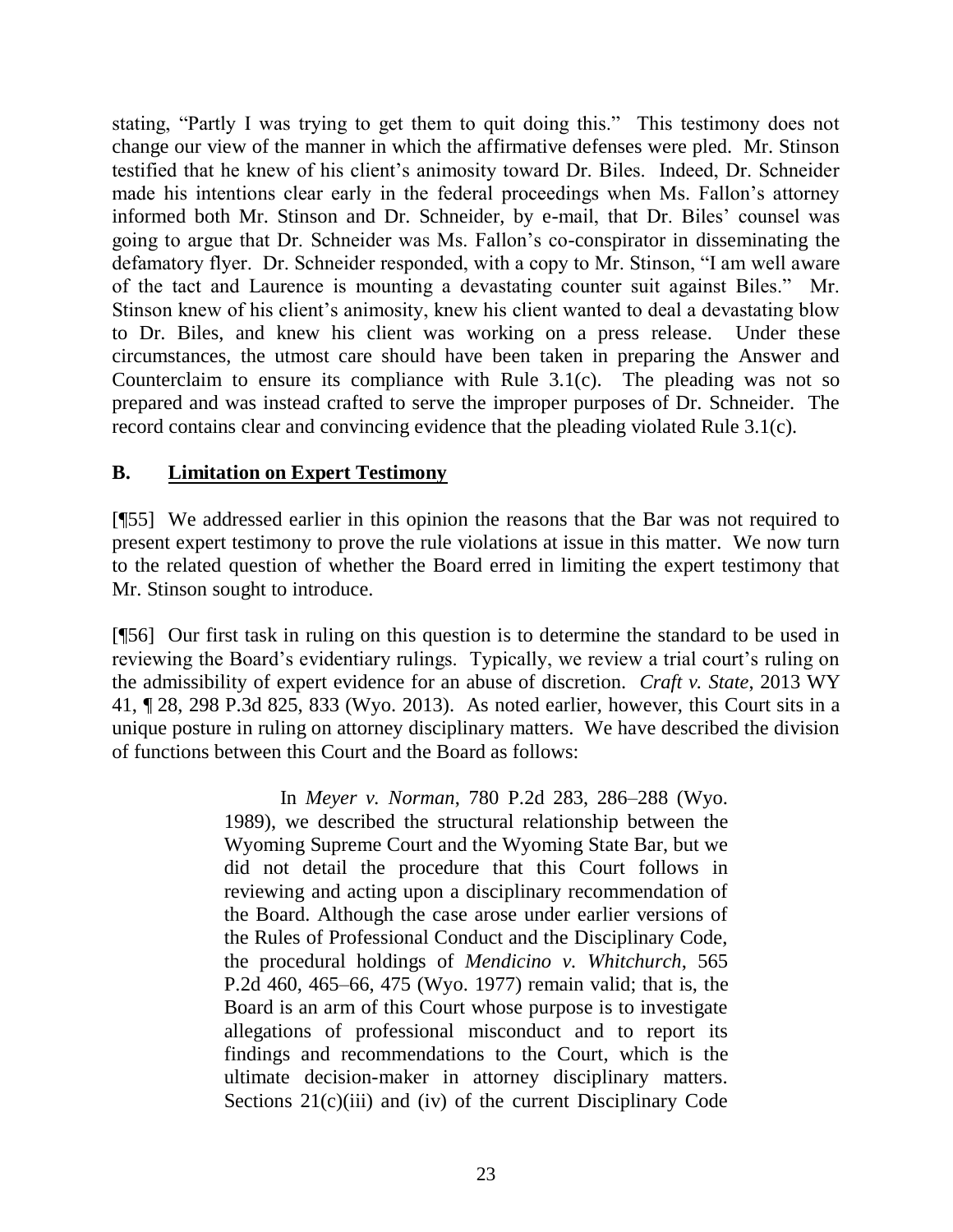stating, "Partly I was trying to get them to quit doing this." This testimony does not change our view of the manner in which the affirmative defenses were pled. Mr. Stinson testified that he knew of his client's animosity toward Dr. Biles. Indeed, Dr. Schneider made his intentions clear early in the federal proceedings when Ms. Fallon's attorney informed both Mr. Stinson and Dr. Schneider, by e-mail, that Dr. Biles' counsel was going to argue that Dr. Schneider was Ms. Fallon's co-conspirator in disseminating the defamatory flyer. Dr. Schneider responded, with a copy to Mr. Stinson, "I am well aware of the tact and Laurence is mounting a devastating counter suit against Biles." Mr. Stinson knew of his client's animosity, knew his client wanted to deal a devastating blow to Dr. Biles, and knew his client was working on a press release. Under these circumstances, the utmost care should have been taken in preparing the Answer and Counterclaim to ensure its compliance with Rule 3.1(c). The pleading was not so prepared and was instead crafted to serve the improper purposes of Dr. Schneider. The record contains clear and convincing evidence that the pleading violated Rule 3.1(c).

## B. Limitation on Expert Testimony

[¶55] We addressed earlier in this opinion the reasons that the Bar was not required to present expert testimony to prove the rule violations at issue in this matter. We now turn to the related question of whether the Board erred in limiting the expert testimony that Mr. Stinson sought to introduce.

[¶56] Our first task in ruling on this question is to determine the standard to be used in reviewing the Board's evidentiary rulings. Typically, we review a trial court's ruling on the admissibility of expert evidence for an abuse of discretion. *Craft v. State*, 2013 WY 41, ¶ 28, 298 P.3d 825, 833 (Wyo. 2013). As noted earlier, however, this Court sits in a unique posture in ruling on attorney disciplinary matters. We have described the division of functions between this Court and the Board as follows:

> In *Meyer v. Norman*, 780 P.2d 283, 286–288 (Wyo. 1989), we described the structural relationship between the Wyoming Supreme Court and the Wyoming State Bar, but we did not detail the procedure that this Court follows in reviewing and acting upon a disciplinary recommendation of the Board. Although the case arose under earlier versions of the Rules of Professional Conduct and the Disciplinary Code, the procedural holdings of *Mendicino v. Whitchurch*, 565 P.2d 460, 465–66, 475 (Wyo. 1977) remain valid; that is, the Board is an arm of this Court whose purpose is to investigate allegations of professional misconduct and to report its findings and recommendations to the Court, which is the ultimate decision-maker in attorney disciplinary matters. Sections 21(c)(iii) and (iv) of the current Disciplinary Code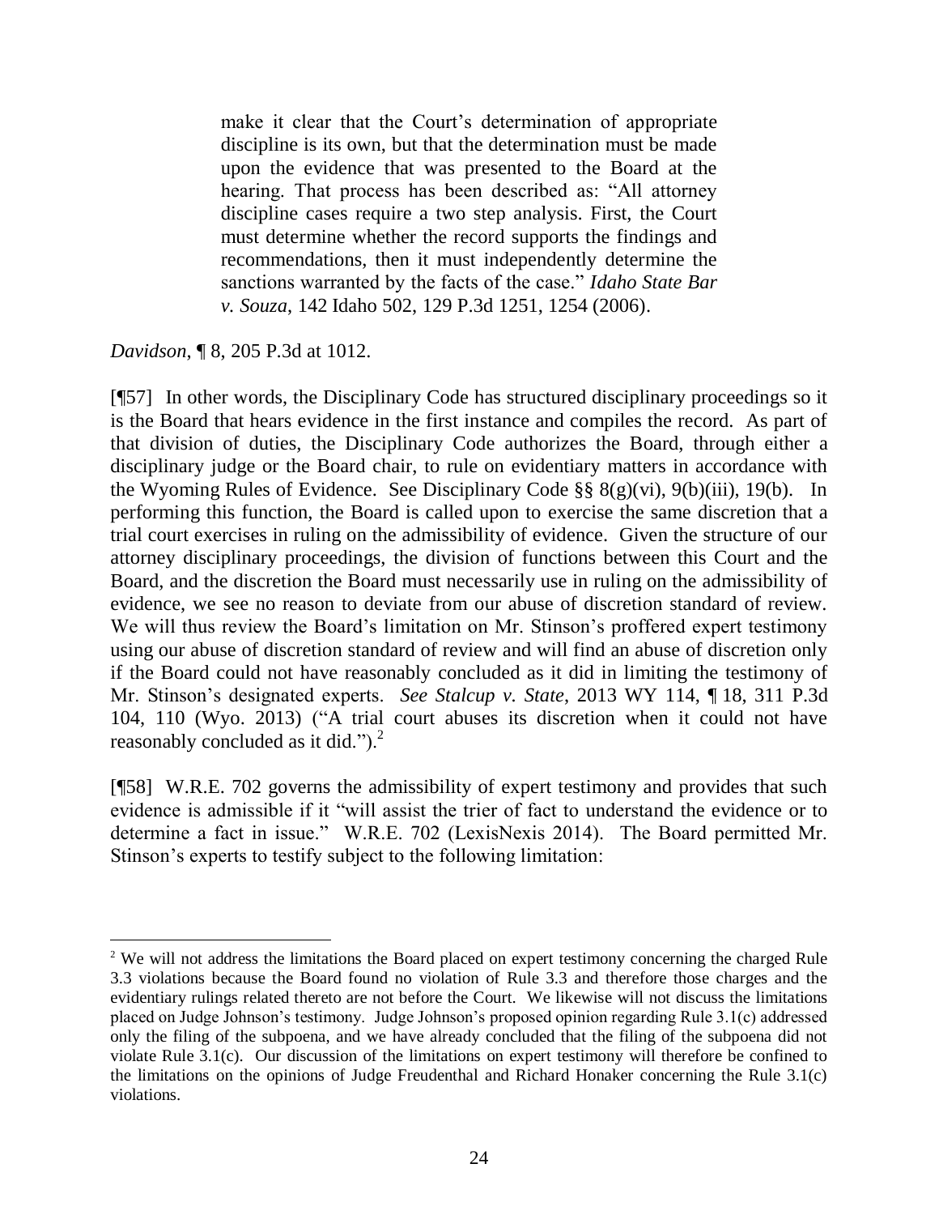> make it clear that the Court's determination of appropriate discipline is its own, but that the determination must be made upon the evidence that was presented to the Board at the hearing. That process has been described as: "All attorney discipline cases require a two step analysis. First, the Court must determine whether the record supports the findings and recommendations, then it must independently determine the sanctions warranted by the facts of the case." *Idaho State Bar v. Souza*, 142 Idaho 502, 129 P.3d 1251, 1254 (2006).

*Davidson*, ¶ 8, 205 P.3d at 1012.

[¶57] In other words, the Disciplinary Code has structured disciplinary proceedings so it is the Board that hears evidence in the first instance and compiles the record. As part of that division of duties, the Disciplinary Code authorizes the Board, through either a disciplinary judge or the Board chair, to rule on evidentiary matters in accordance with the Wyoming Rules of Evidence. See Disciplinary Code §§ 8(g)(vi), 9(b)(iii), 19(b). In performing this function, the Board is called upon to exercise the same discretion that a trial court exercises in ruling on the admissibility of evidence. Given the structure of our attorney disciplinary proceedings, the division of functions between this Court and the Board, and the discretion the Board must necessarily use in ruling on the admissibility of evidence, we see no reason to deviate from our abuse of discretion standard of review. We will thus review the Board's limitation on Mr. Stinson's proffered expert testimony using our abuse of discretion standard of review and will find an abuse of discretion only if the Board could not have reasonably concluded as it did in limiting the testimony of Mr. Stinson's designated experts. *See Stalcup v. State*, 2013 WY 114, ¶ 18, 311 P.3d 104, 110 (Wyo. 2013) ("A trial court abuses its discretion when it could not have reasonably concluded as it did.").[2]

[¶58] W.R.E. 702 governs the admissibility of expert testimony and provides that such evidence is admissible if it "will assist the trier of fact to understand the evidence or to determine a fact in issue." W.R.E. 702 (LexisNexis 2014). The Board permitted Mr. Stinson's experts to testify subject to the following limitation:

---

[2] We will not address the limitations the Board placed on expert testimony concerning the charged Rule 3.3 violations because the Board found no violation of Rule 3.3 and therefore those charges and the evidentiary rulings related thereto are not before the Court. We likewise will not discuss the limitations placed on Judge Johnson's testimony. Judge Johnson's proposed opinion regarding Rule 3.1(c) addressed only the filing of the subpoena, and we have already concluded that the filing of the subpoena did not violate Rule 3.1(c). Our discussion of the limitations on expert testimony will therefore be confined to the limitations on the opinions of Judge Freudenthal and Richard Honaker concerning the Rule 3.1(c) violations.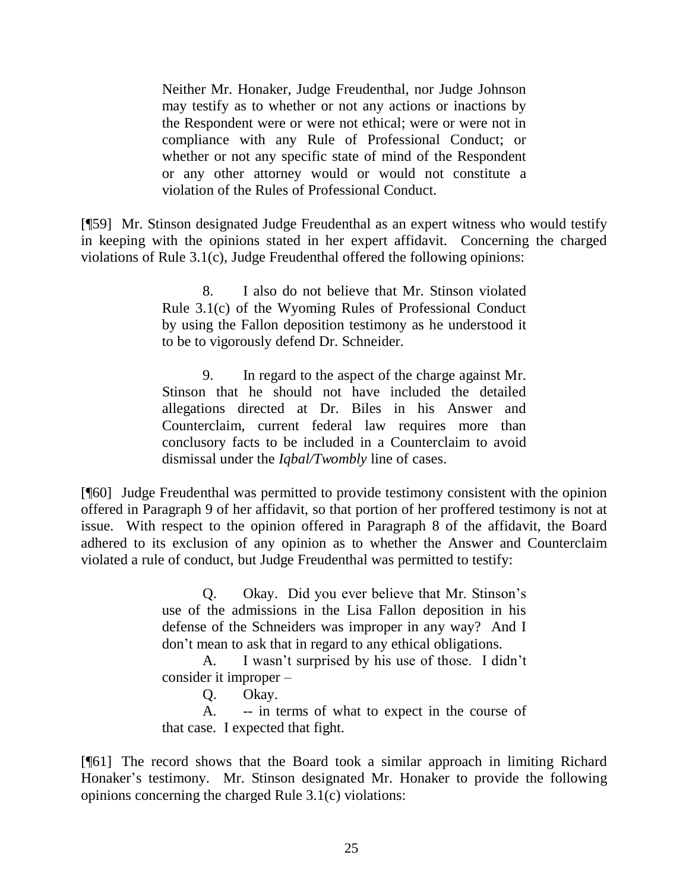> Neither Mr. Honaker, Judge Freudenthal, nor Judge Johnson may testify as to whether or not any actions or inactions by the Respondent were or were not ethical; were or were not in compliance with any Rule of Professional Conduct; or whether or not any specific state of mind of the Respondent or any other attorney would or would not constitute a violation of the Rules of Professional Conduct.

[¶59] Mr. Stinson designated Judge Freudenthal as an expert witness who would testify in keeping with the opinions stated in her expert affidavit. Concerning the charged violations of Rule 3.1(c), Judge Freudenthal offered the following opinions:

> 8. I also do not believe that Mr. Stinson violated Rule 3.1(c) of the Wyoming Rules of Professional Conduct by using the Fallon deposition testimony as he understood it to be to vigorously defend Dr. Schneider.
>
> 9. In regard to the aspect of the charge against Mr. Stinson that he should not have included the detailed allegations directed at Dr. Biles in his Answer and Counterclaim, current federal law requires more than conclusory facts to be included in a Counterclaim to avoid dismissal under the *Iqbal/Twombly* line of cases.

[¶60] Judge Freudenthal was permitted to provide testimony consistent with the opinion offered in Paragraph 9 of her affidavit, so that portion of her proffered testimony is not at issue. With respect to the opinion offered in Paragraph 8 of the affidavit, the Board adhered to its exclusion of any opinion as to whether the Answer and Counterclaim violated a rule of conduct, but Judge Freudenthal was permitted to testify:

> Q. Okay. Did you ever believe that Mr. Stinson's use of the admissions in the Lisa Fallon deposition in his defense of the Schneiders was improper in any way? And I don't mean to ask that in regard to any ethical obligations.
>
> A. I wasn't surprised by his use of those. I didn't consider it improper –
>
> Q. Okay.
>
> A. -- in terms of what to expect in the course of that case. I expected that fight.

[¶61] The record shows that the Board took a similar approach in limiting Richard Honaker's testimony. Mr. Stinson designated Mr. Honaker to provide the following opinions concerning the charged Rule 3.1(c) violations: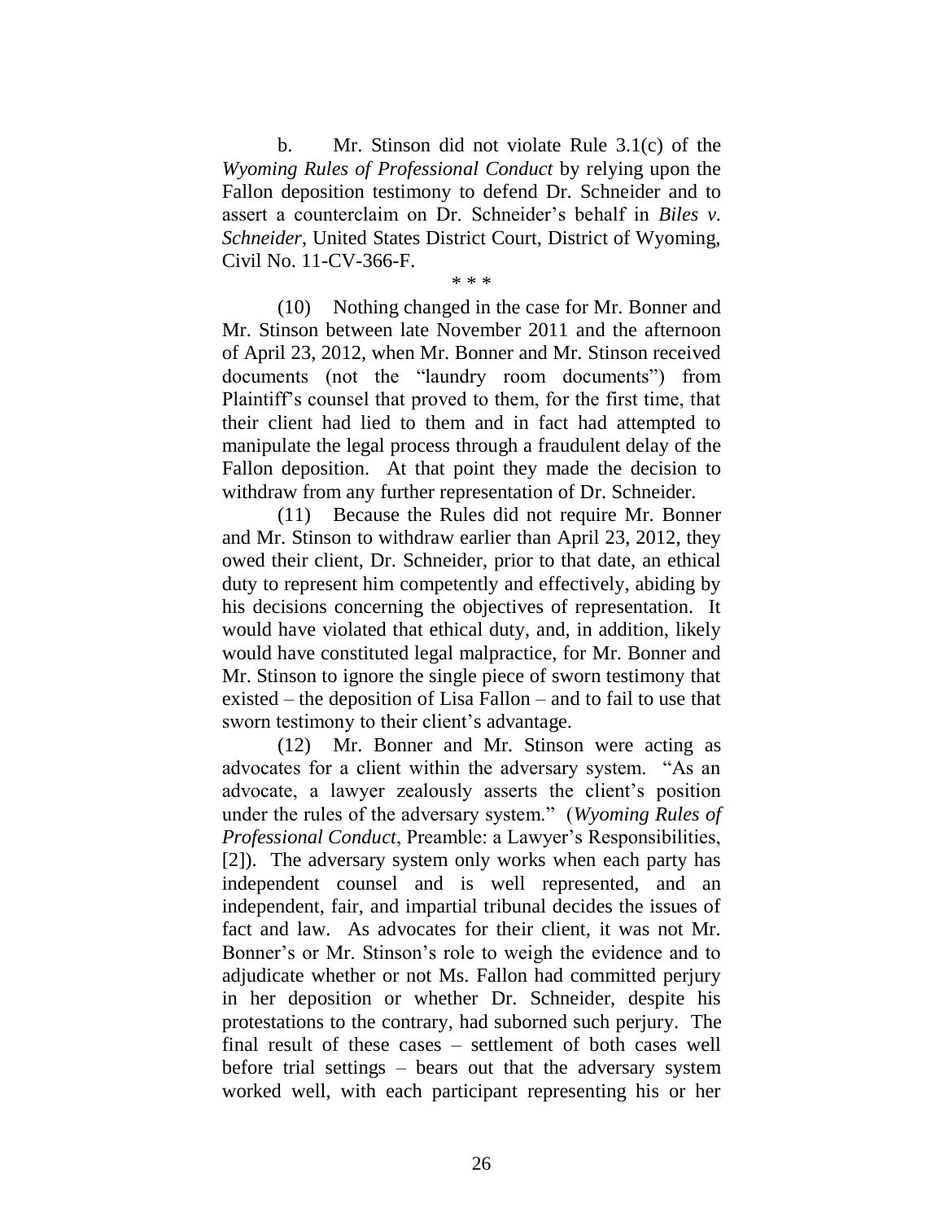b. Mr. Stinson did not violate Rule 3.1(c) of the *Wyoming Rules of Professional Conduct* by relying upon the Fallon deposition testimony to defend Dr. Schneider and to assert a counterclaim on Dr. Schneider's behalf in *Biles v. Schneider*, United States District Court, District of Wyoming, Civil No. 11-CV-366-F.

\* \* \*

(10) Nothing changed in the case for Mr. Bonner and Mr. Stinson between late November 2011 and the afternoon of April 23, 2012, when Mr. Bonner and Mr. Stinson received documents (not the "laundry room documents") from Plaintiff's counsel that proved to them, for the first time, that their client had lied to them and in fact had attempted to manipulate the legal process through a fraudulent delay of the Fallon deposition. At that point they made the decision to withdraw from any further representation of Dr. Schneider.

(11) Because the Rules did not require Mr. Bonner and Mr. Stinson to withdraw earlier than April 23, 2012, they owed their client, Dr. Schneider, prior to that date, an ethical duty to represent him competently and effectively, abiding by his decisions concerning the objectives of representation. It would have violated that ethical duty, and, in addition, likely would have constituted legal malpractice, for Mr. Bonner and Mr. Stinson to ignore the single piece of sworn testimony that existed – the deposition of Lisa Fallon – and to fail to use that sworn testimony to their client's advantage.

(12) Mr. Bonner and Mr. Stinson were acting as advocates for a client within the adversary system. "As an advocate, a lawyer zealously asserts the client's position under the rules of the adversary system." (*Wyoming Rules of Professional Conduct*, Preamble: a Lawyer's Responsibilities, [2]). The adversary system only works when each party has independent counsel and is well represented, and an independent, fair, and impartial tribunal decides the issues of fact and law. As advocates for their client, it was not Mr. Bonner's or Mr. Stinson's role to weigh the evidence and to adjudicate whether or not Ms. Fallon had committed perjury in her deposition or whether Dr. Schneider, despite his protestations to the contrary, had suborned such perjury. The final result of these cases – settlement of both cases well before trial settings – bears out that the adversary system worked well, with each participant representing his or her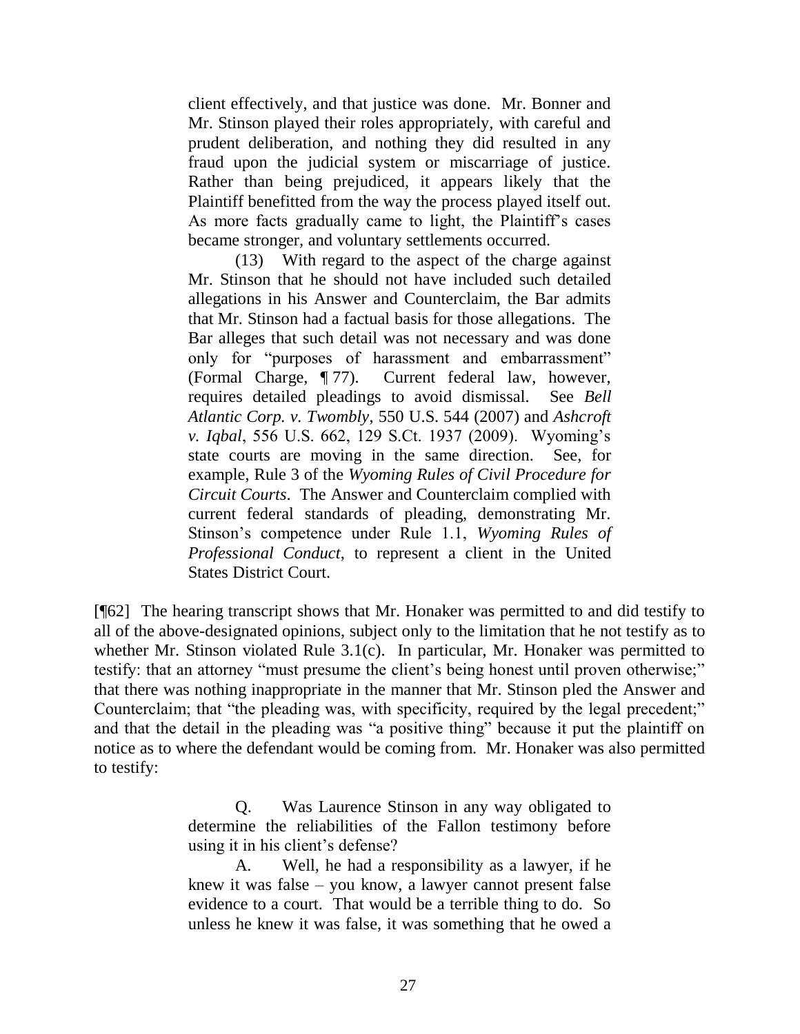> client effectively, and that justice was done. Mr. Bonner and Mr. Stinson played their roles appropriately, with careful and prudent deliberation, and nothing they did resulted in any fraud upon the judicial system or miscarriage of justice. Rather than being prejudiced, it appears likely that the Plaintiff benefitted from the way the process played itself out. As more facts gradually came to light, the Plaintiff's cases became stronger, and voluntary settlements occurred.
>
> (13) With regard to the aspect of the charge against Mr. Stinson that he should not have included such detailed allegations in his Answer and Counterclaim, the Bar admits that Mr. Stinson had a factual basis for those allegations. The Bar alleges that such detail was not necessary and was done only for "purposes of harassment and embarrassment" (Formal Charge, ¶ 77). Current federal law, however, requires detailed pleadings to avoid dismissal. See *Bell Atlantic Corp. v. Twombly*, 550 U.S. 544 (2007) and *Ashcroft v. Iqbal*, 556 U.S. 662, 129 S.Ct. 1937 (2009). Wyoming's state courts are moving in the same direction. See, for example, Rule 3 of the *Wyoming Rules of Civil Procedure for Circuit Courts*. The Answer and Counterclaim complied with current federal standards of pleading, demonstrating Mr. Stinson's competence under Rule 1.1, *Wyoming Rules of Professional Conduct*, to represent a client in the United States District Court.

[¶62] The hearing transcript shows that Mr. Honaker was permitted to and did testify to all of the above-designated opinions, subject only to the limitation that he not testify as to whether Mr. Stinson violated Rule 3.1(c). In particular, Mr. Honaker was permitted to testify: that an attorney "must presume the client's being honest until proven otherwise;" that there was nothing inappropriate in the manner that Mr. Stinson pled the Answer and Counterclaim; that "the pleading was, with specificity, required by the legal precedent;" and that the detail in the pleading was "a positive thing" because it put the plaintiff on notice as to where the defendant would be coming from. Mr. Honaker was also permitted to testify:

> Q. Was Laurence Stinson in any way obligated to determine the reliabilities of the Fallon testimony before using it in his client's defense?
>
> A. Well, he had a responsibility as a lawyer, if he knew it was false – you know, a lawyer cannot present false evidence to a court. That would be a terrible thing to do. So unless he knew it was false, it was something that he owed a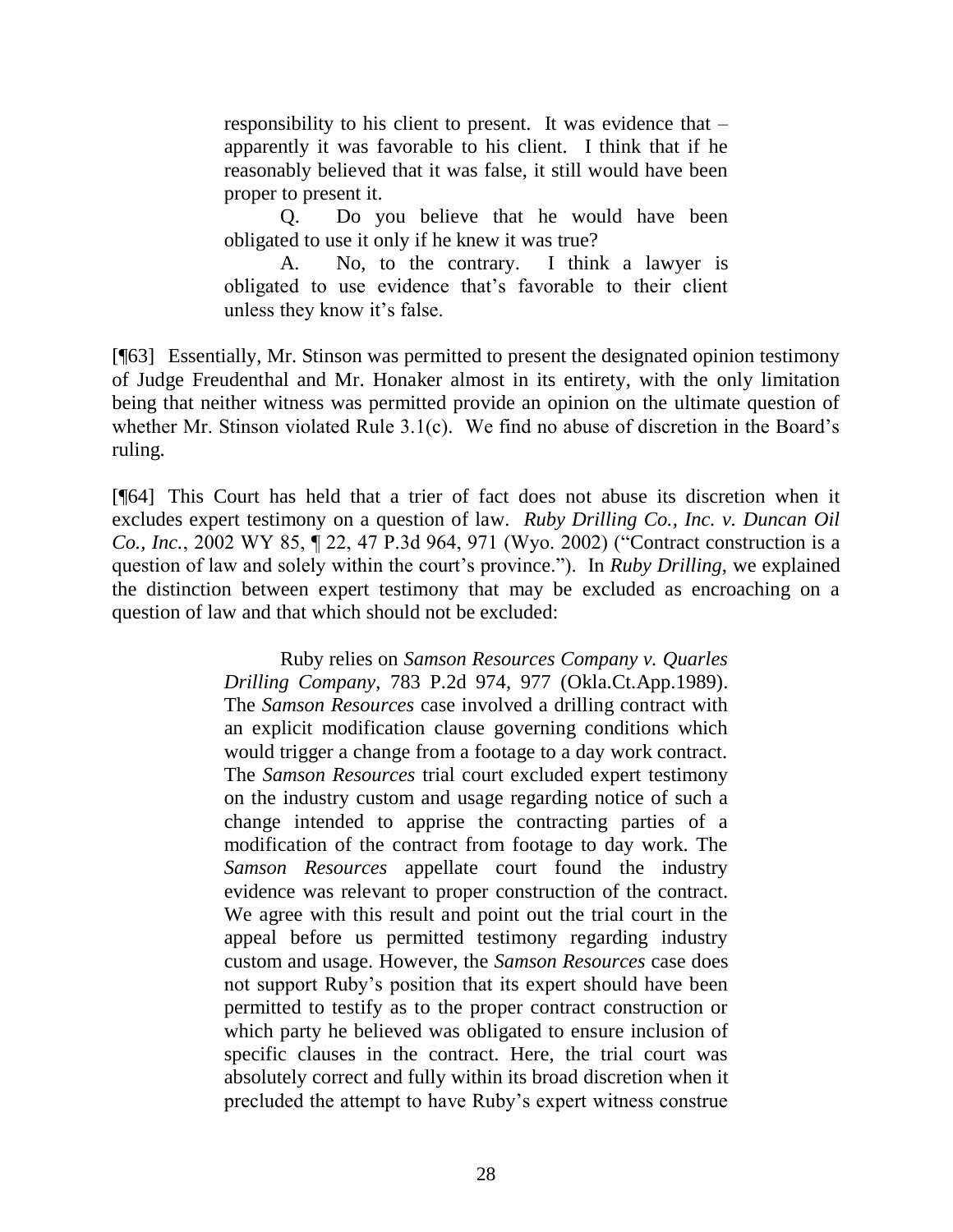> responsibility to his client to present. It was evidence that – apparently it was favorable to his client. I think that if he reasonably believed that it was false, it still would have been proper to present it.
>
> Q. Do you believe that he would have been obligated to use it only if he knew it was true?
>
> A. No, to the contrary. I think a lawyer is obligated to use evidence that's favorable to their client unless they know it's false.

[¶63] Essentially, Mr. Stinson was permitted to present the designated opinion testimony of Judge Freudenthal and Mr. Honaker almost in its entirety, with the only limitation being that neither witness was permitted provide an opinion on the ultimate question of whether Mr. Stinson violated Rule 3.1(c). We find no abuse of discretion in the Board's ruling.

[¶64] This Court has held that a trier of fact does not abuse its discretion when it excludes expert testimony on a question of law. *Ruby Drilling Co., Inc. v. Duncan Oil Co., Inc.*, 2002 WY 85, ¶ 22, 47 P.3d 964, 971 (Wyo. 2002) ("Contract construction is a question of law and solely within the court's province."). In *Ruby Drilling*, we explained the distinction between expert testimony that may be excluded as encroaching on a question of law and that which should not be excluded:

> Ruby relies on *Samson Resources Company v. Quarles Drilling Company*, 783 P.2d 974, 977 (Okla.Ct.App.1989). The *Samson Resources* case involved a drilling contract with an explicit modification clause governing conditions which would trigger a change from a footage to a day work contract. The *Samson Resources* trial court excluded expert testimony on the industry custom and usage regarding notice of such a change intended to apprise the contracting parties of a modification of the contract from footage to day work. The *Samson Resources* appellate court found the industry evidence was relevant to proper construction of the contract. We agree with this result and point out the trial court in the appeal before us permitted testimony regarding industry custom and usage. However, the *Samson Resources* case does not support Ruby's position that its expert should have been permitted to testify as to the proper contract construction or which party he believed was obligated to ensure inclusion of specific clauses in the contract. Here, the trial court was absolutely correct and fully within its broad discretion when it precluded the attempt to have Ruby's expert witness construe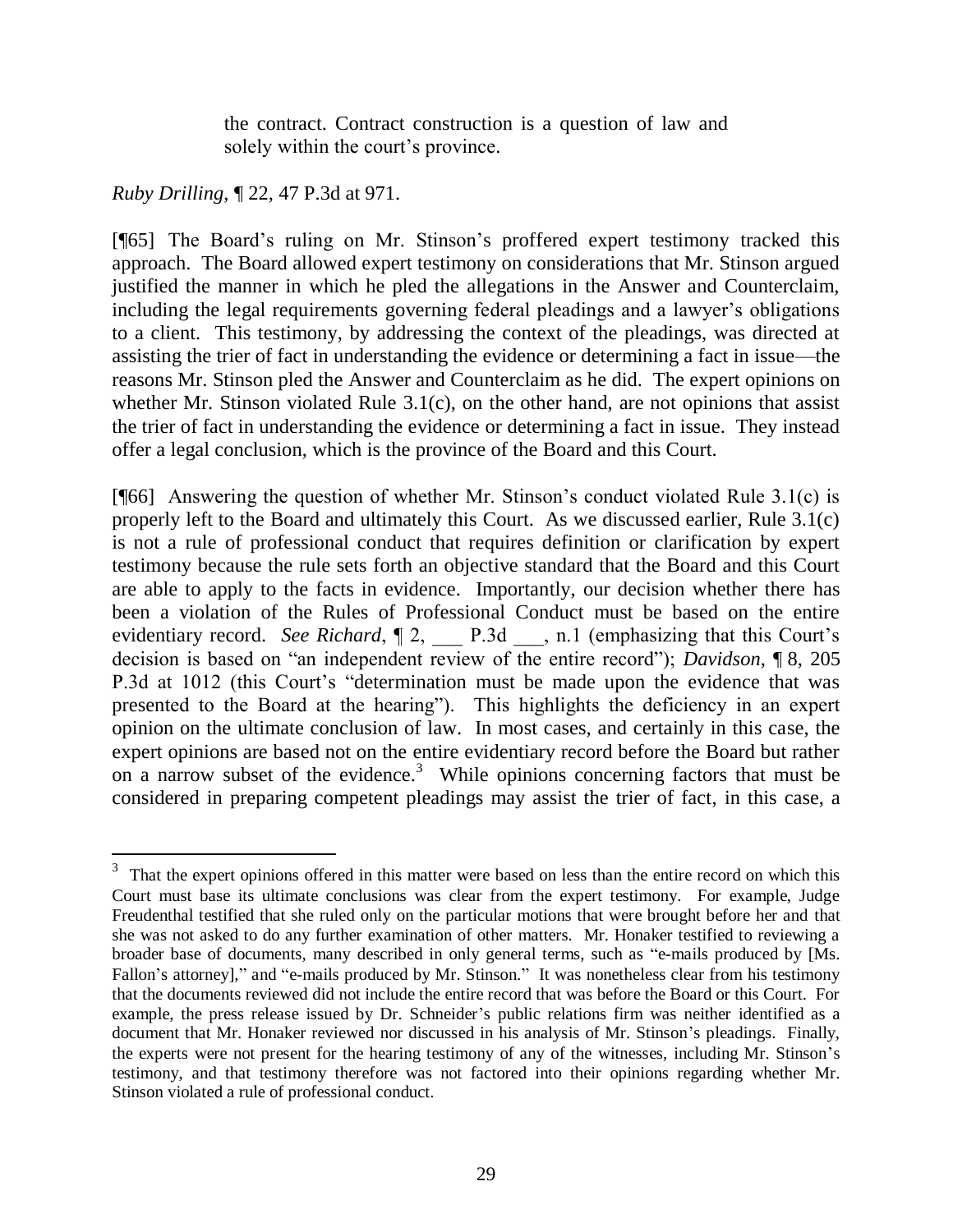> the contract. Contract construction is a question of law and solely within the court's province.

*Ruby Drilling*, ¶ 22, 47 P.3d at 971.

[¶65] The Board's ruling on Mr. Stinson's proffered expert testimony tracked this approach. The Board allowed expert testimony on considerations that Mr. Stinson argued justified the manner in which he pled the allegations in the Answer and Counterclaim, including the legal requirements governing federal pleadings and a lawyer's obligations to a client. This testimony, by addressing the context of the pleadings, was directed at assisting the trier of fact in understanding the evidence or determining a fact in issue—the reasons Mr. Stinson pled the Answer and Counterclaim as he did. The expert opinions on whether Mr. Stinson violated Rule 3.1(c), on the other hand, are not opinions that assist the trier of fact in understanding the evidence or determining a fact in issue. They instead offer a legal conclusion, which is the province of the Board and this Court.

[¶66] Answering the question of whether Mr. Stinson's conduct violated Rule 3.1(c) is properly left to the Board and ultimately this Court. As we discussed earlier, Rule 3.1(c) is not a rule of professional conduct that requires definition or clarification by expert testimony because the rule sets forth an objective standard that the Board and this Court are able to apply to the facts in evidence. Importantly, our decision whether there has been a violation of the Rules of Professional Conduct must be based on the entire evidentiary record. *See Richard*, ¶ 2, ___ P.3d ___, n.1 (emphasizing that this Court's decision is based on "an independent review of the entire record"); *Davidson*, ¶ 8, 205 P.3d at 1012 (this Court's "determination must be made upon the evidence that was presented to the Board at the hearing"). This highlights the deficiency in an expert opinion on the ultimate conclusion of law. In most cases, and certainly in this case, the expert opinions are based not on the entire evidentiary record before the Board but rather on a narrow subset of the evidence.[3] While opinions concerning factors that must be considered in preparing competent pleadings may assist the trier of fact, in this case, a

---

[3] That the expert opinions offered in this matter were based on less than the entire record on which this Court must base its ultimate conclusions was clear from the expert testimony. For example, Judge Freudenthal testified that she ruled only on the particular motions that were brought before her and that she was not asked to do any further examination of other matters. Mr. Honaker testified to reviewing a broader base of documents, many described in only general terms, such as "e-mails produced by [Ms. Fallon's attorney]," and "e-mails produced by Mr. Stinson." It was nonetheless clear from his testimony that the documents reviewed did not include the entire record that was before the Board or this Court. For example, the press release issued by Dr. Schneider's public relations firm was neither identified as a document that Mr. Honaker reviewed nor discussed in his analysis of Mr. Stinson's pleadings. Finally, the experts were not present for the hearing testimony of any of the witnesses, including Mr. Stinson's testimony, and that testimony therefore was not factored into their opinions regarding whether Mr. Stinson violated a rule of professional conduct.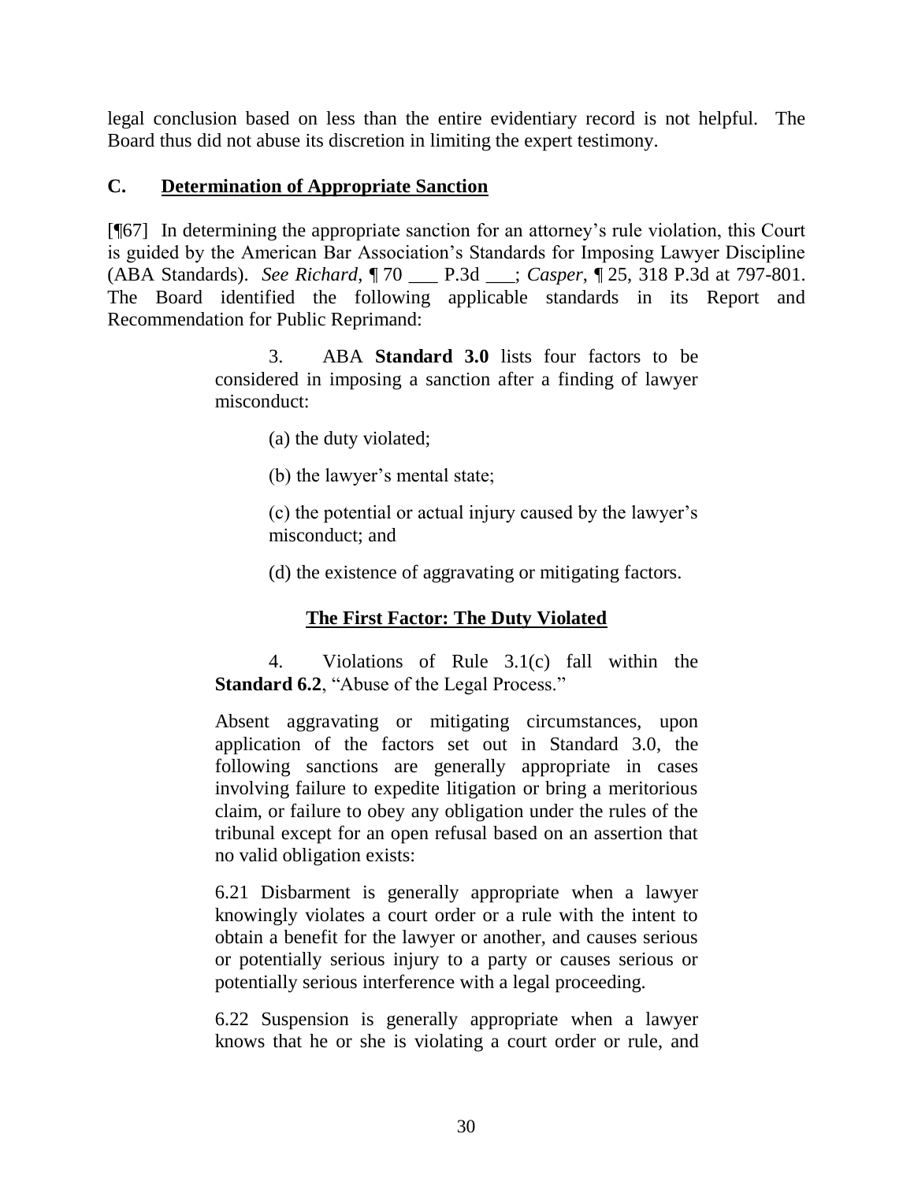legal conclusion based on less than the entire evidentiary record is not helpful. The Board thus did not abuse its discretion in limiting the expert testimony.

### C. Determination of Appropriate Sanction

[¶67] In determining the appropriate sanction for an attorney's rule violation, this Court is guided by the American Bar Association's Standards for Imposing Lawyer Discipline (ABA Standards). *See Richard*, ¶ 70 ___ P.3d ___; *Casper*, ¶ 25, 318 P.3d at 797-801. The Board identified the following applicable standards in its Report and Recommendation for Public Reprimand:

> 3. ABA **Standard 3.0** lists four factors to be considered in imposing a sanction after a finding of lawyer misconduct:
>
> (a) the duty violated;
>
> (b) the lawyer's mental state;
>
> (c) the potential or actual injury caused by the lawyer's misconduct; and
>
> (d) the existence of aggravating or mitigating factors.
>
> **The First Factor: The Duty Violated**
>
> 4. Violations of Rule 3.1(c) fall within the **Standard 6.2**, "Abuse of the Legal Process."
>
> Absent aggravating or mitigating circumstances, upon application of the factors set out in Standard 3.0, the following sanctions are generally appropriate in cases involving failure to expedite litigation or bring a meritorious claim, or failure to obey any obligation under the rules of the tribunal except for an open refusal based on an assertion that no valid obligation exists:
>
> 6.21 Disbarment is generally appropriate when a lawyer knowingly violates a court order or a rule with the intent to obtain a benefit for the lawyer or another, and causes serious or potentially serious injury to a party or causes serious or potentially serious interference with a legal proceeding.
>
> 6.22 Suspension is generally appropriate when a lawyer knows that he or she is violating a court order or rule, and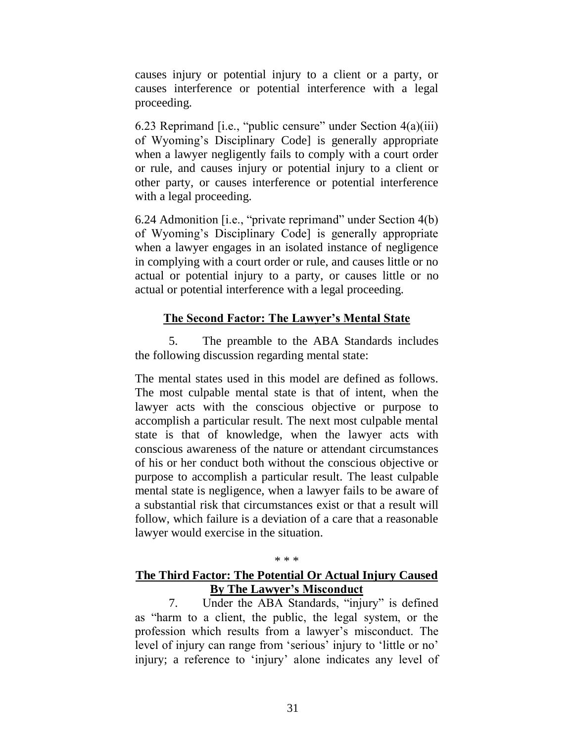causes injury or potential injury to a client or a party, or causes interference or potential interference with a legal proceeding.

6.23 Reprimand [i.e., "public censure" under Section 4(a)(iii) of Wyoming's Disciplinary Code] is generally appropriate when a lawyer negligently fails to comply with a court order or rule, and causes injury or potential injury to a client or other party, or causes interference or potential interference with a legal proceeding.

6.24 Admonition [i.e., "private reprimand" under Section 4(b) of Wyoming's Disciplinary Code] is generally appropriate when a lawyer engages in an isolated instance of negligence in complying with a court order or rule, and causes little or no actual or potential injury to a party, or causes little or no actual or potential interference with a legal proceeding.

## **The Second Factor: The Lawyer's Mental State**

5. The preamble to the ABA Standards includes the following discussion regarding mental state:

The mental states used in this model are defined as follows. The most culpable mental state is that of intent, when the lawyer acts with the conscious objective or purpose to accomplish a particular result. The next most culpable mental state is that of knowledge, when the lawyer acts with conscious awareness of the nature or attendant circumstances of his or her conduct both without the conscious objective or purpose to accomplish a particular result. The least culpable mental state is negligence, when a lawyer fails to be aware of a substantial risk that circumstances exist or that a result will follow, which failure is a deviation of a care that a reasonable lawyer would exercise in the situation.

\* \* \*

## **The Third Factor: The Potential Or Actual Injury Caused By The Lawyer's Misconduct**

7. Under the ABA Standards, "injury" is defined as "harm to a client, the public, the legal system, or the profession which results from a lawyer's misconduct. The level of injury can range from 'serious' injury to 'little or no' injury; a reference to 'injury' alone indicates any level of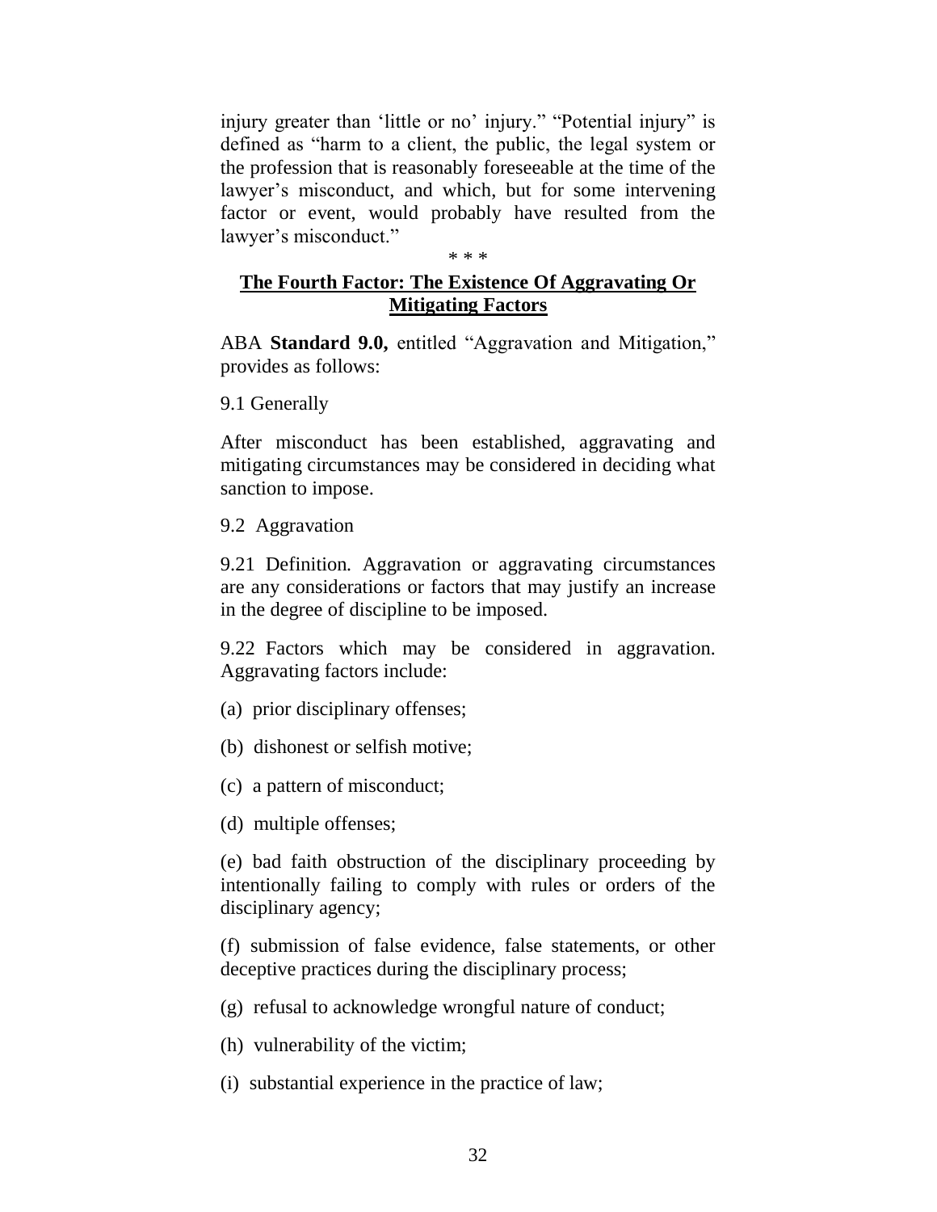injury greater than 'little or no' injury." "Potential injury" is defined as "harm to a client, the public, the legal system or the profession that is reasonably foreseeable at the time of the lawyer's misconduct, and which, but for some intervening factor or event, would probably have resulted from the lawyer's misconduct."

\* \* \*

**The Fourth Factor: The Existence Of Aggravating Or Mitigating Factors**

ABA **Standard 9.0,** entitled "Aggravation and Mitigation," provides as follows:

9.1 Generally

After misconduct has been established, aggravating and mitigating circumstances may be considered in deciding what sanction to impose.

9.2 Aggravation

9.21 Definition. Aggravation or aggravating circumstances are any considerations or factors that may justify an increase in the degree of discipline to be imposed.

9.22 Factors which may be considered in aggravation. Aggravating factors include:

(a) prior disciplinary offenses;

(b) dishonest or selfish motive;

(c) a pattern of misconduct;

(d) multiple offenses;

(e) bad faith obstruction of the disciplinary proceeding by intentionally failing to comply with rules or orders of the disciplinary agency;

(f) submission of false evidence, false statements, or other deceptive practices during the disciplinary process;

(g) refusal to acknowledge wrongful nature of conduct;

(h) vulnerability of the victim;

(i) substantial experience in the practice of law;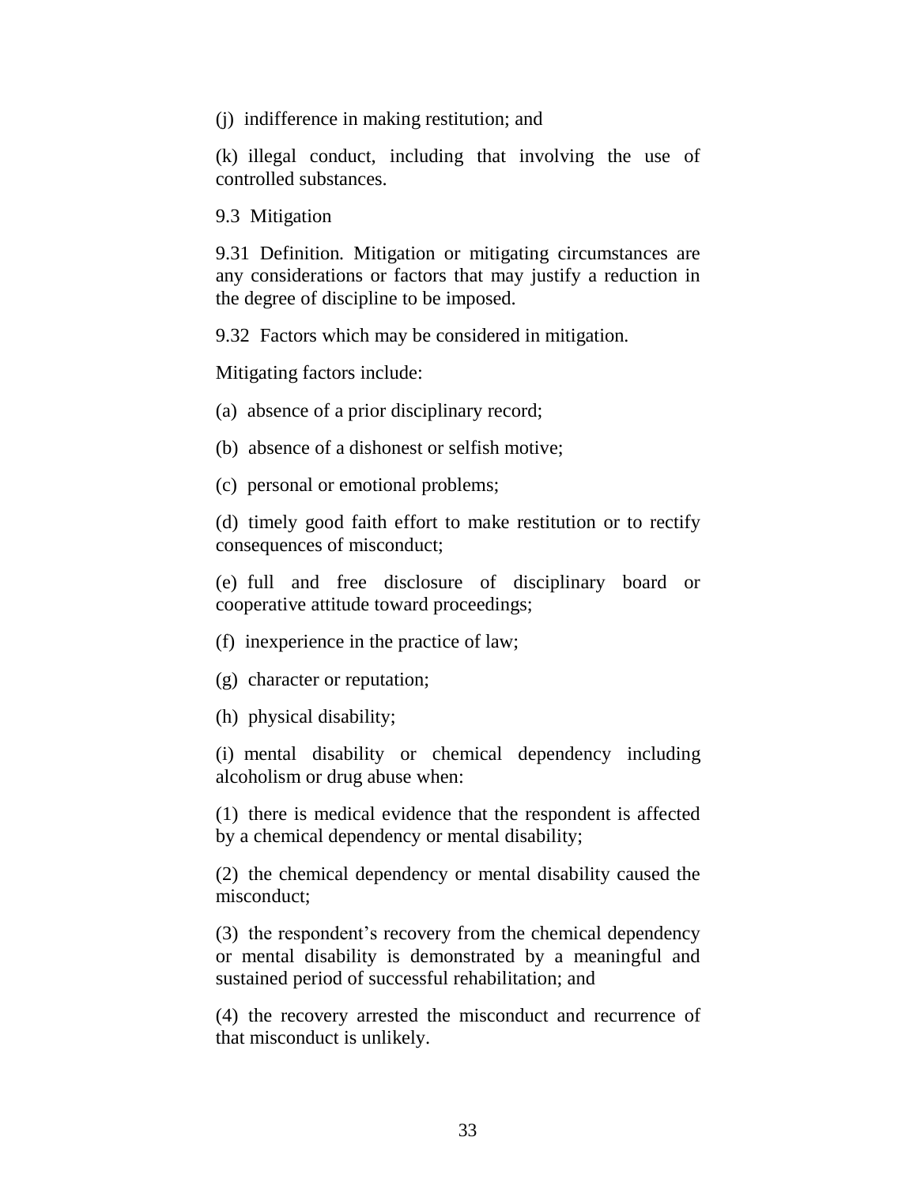(j) indifference in making restitution; and

(k) illegal conduct, including that involving the use of controlled substances.

9.3 Mitigation

9.31 Definition. Mitigation or mitigating circumstances are any considerations or factors that may justify a reduction in the degree of discipline to be imposed.

9.32 Factors which may be considered in mitigation.

Mitigating factors include:

(a) absence of a prior disciplinary record;

(b) absence of a dishonest or selfish motive;

(c) personal or emotional problems;

(d) timely good faith effort to make restitution or to rectify consequences of misconduct;

(e) full and free disclosure of disciplinary board or cooperative attitude toward proceedings;

(f) inexperience in the practice of law;

(g) character or reputation;

(h) physical disability;

(i) mental disability or chemical dependency including alcoholism or drug abuse when:

(1) there is medical evidence that the respondent is affected by a chemical dependency or mental disability;

(2) the chemical dependency or mental disability caused the misconduct;

(3) the respondent's recovery from the chemical dependency or mental disability is demonstrated by a meaningful and sustained period of successful rehabilitation; and

(4) the recovery arrested the misconduct and recurrence of that misconduct is unlikely.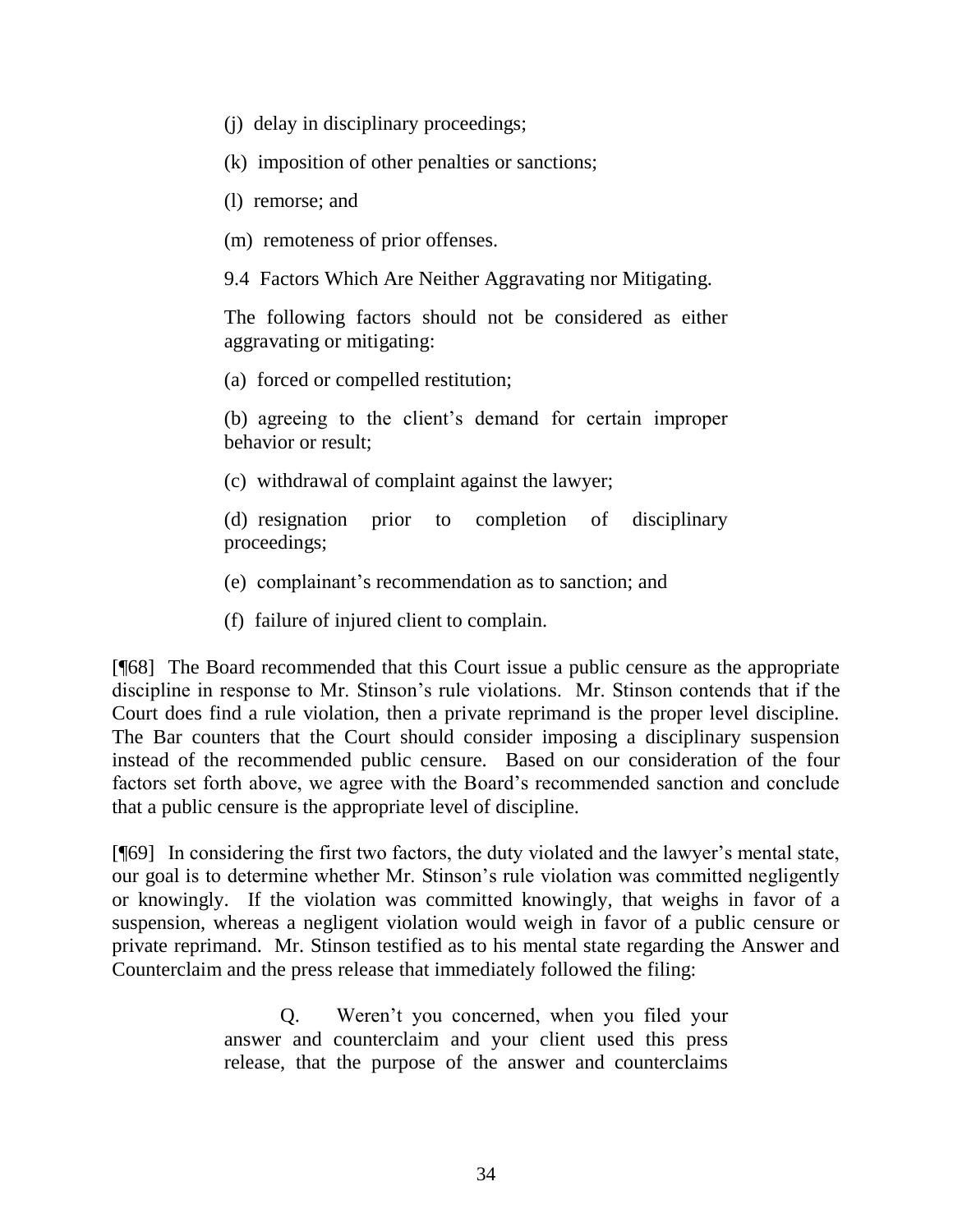(j) delay in disciplinary proceedings;

(k) imposition of other penalties or sanctions;

(l) remorse; and

(m) remoteness of prior offenses.

9.4 Factors Which Are Neither Aggravating nor Mitigating.

The following factors should not be considered as either aggravating or mitigating:

(a) forced or compelled restitution;

(b) agreeing to the client's demand for certain improper behavior or result;

(c) withdrawal of complaint against the lawyer;

(d) resignation prior to completion of disciplinary proceedings;

(e) complainant's recommendation as to sanction; and

(f) failure of injured client to complain.

[¶68] The Board recommended that this Court issue a public censure as the appropriate discipline in response to Mr. Stinson's rule violations. Mr. Stinson contends that if the Court does find a rule violation, then a private reprimand is the proper level discipline. The Bar counters that the Court should consider imposing a disciplinary suspension instead of the recommended public censure. Based on our consideration of the four factors set forth above, we agree with the Board's recommended sanction and conclude that a public censure is the appropriate level of discipline.

[¶69] In considering the first two factors, the duty violated and the lawyer's mental state, our goal is to determine whether Mr. Stinson's rule violation was committed negligently or knowingly. If the violation was committed knowingly, that weighs in favor of a suspension, whereas a negligent violation would weigh in favor of a public censure or private reprimand. Mr. Stinson testified as to his mental state regarding the Answer and Counterclaim and the press release that immediately followed the filing:

> Q. Weren't you concerned, when you filed your answer and counterclaim and your client used this press release, that the purpose of the answer and counterclaims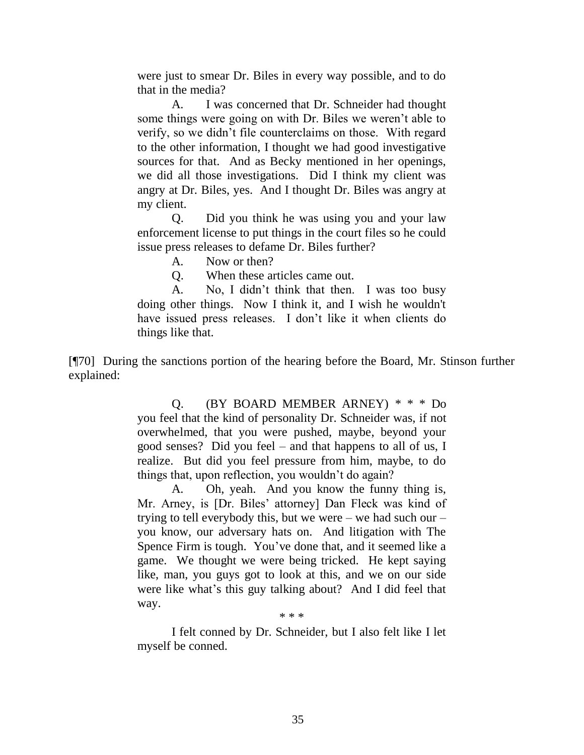> were just to smear Dr. Biles in every way possible, and to do that in the media?
>
> A. I was concerned that Dr. Schneider had thought some things were going on with Dr. Biles we weren't able to verify, so we didn't file counterclaims on those. With regard to the other information, I thought we had good investigative sources for that. And as Becky mentioned in her openings, we did all those investigations. Did I think my client was angry at Dr. Biles, yes. And I thought Dr. Biles was angry at my client.
>
> Q. Did you think he was using you and your law enforcement license to put things in the court files so he could issue press releases to defame Dr. Biles further?
>
> A. Now or then?
>
> Q. When these articles came out.
>
> A. No, I didn't think that then. I was too busy doing other things. Now I think it, and I wish he wouldn't have issued press releases. I don't like it when clients do things like that.

[¶70] During the sanctions portion of the hearing before the Board, Mr. Stinson further explained:

> Q. (BY BOARD MEMBER ARNEY) * * * Do you feel that the kind of personality Dr. Schneider was, if not overwhelmed, that you were pushed, maybe, beyond your good senses? Did you feel – and that happens to all of us, I realize. But did you feel pressure from him, maybe, to do things that, upon reflection, you wouldn't do again?
>
> A. Oh, yeah. And you know the funny thing is, Mr. Arney, is [Dr. Biles' attorney] Dan Fleck was kind of trying to tell everybody this, but we were – we had such our – you know, our adversary hats on. And litigation with The Spence Firm is tough. You've done that, and it seemed like a game. We thought we were being tricked. He kept saying like, man, you guys got to look at this, and we on our side were like what's this guy talking about? And I did feel that way.
>
> \* \* \*
>
> I felt conned by Dr. Schneider, but I also felt like I let myself be conned.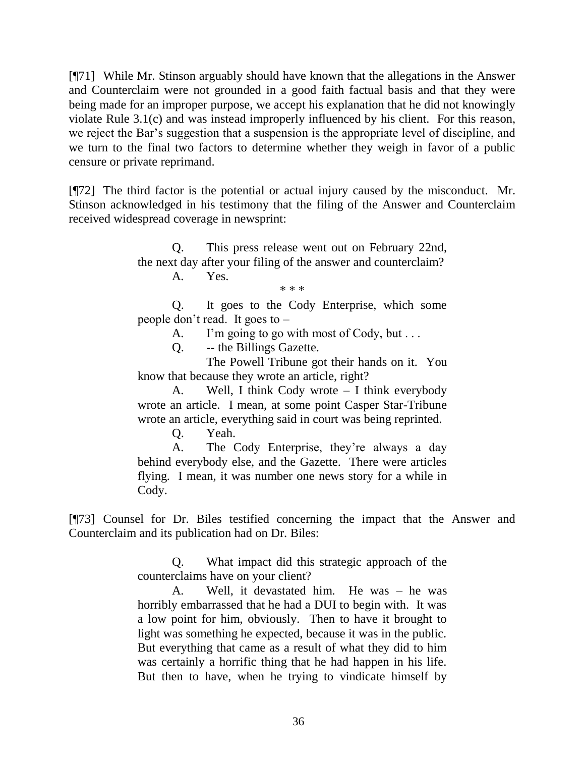[¶71] While Mr. Stinson arguably should have known that the allegations in the Answer and Counterclaim were not grounded in a good faith factual basis and that they were being made for an improper purpose, we accept his explanation that he did not knowingly violate Rule 3.1(c) and was instead improperly influenced by his client. For this reason, we reject the Bar's suggestion that a suspension is the appropriate level of discipline, and we turn to the final two factors to determine whether they weigh in favor of a public censure or private reprimand.

[¶72] The third factor is the potential or actual injury caused by the misconduct. Mr. Stinson acknowledged in his testimony that the filing of the Answer and Counterclaim received widespread coverage in newsprint:

> Q. This press release went out on February 22nd, the next day after your filing of the answer and counterclaim?
>
> A. Yes.
>
> \* \* \*
>
> Q. It goes to the Cody Enterprise, which some people don't read. It goes to –
>
> A. I'm going to go with most of Cody, but . . .
>
> Q. -- the Billings Gazette.
>
> The Powell Tribune got their hands on it. You know that because they wrote an article, right?
>
> A. Well, I think Cody wrote – I think everybody wrote an article. I mean, at some point Casper Star-Tribune wrote an article, everything said in court was being reprinted.
>
> Q. Yeah.
>
> A. The Cody Enterprise, they're always a day behind everybody else, and the Gazette. There were articles flying. I mean, it was number one news story for a while in Cody.

[¶73] Counsel for Dr. Biles testified concerning the impact that the Answer and Counterclaim and its publication had on Dr. Biles:

> Q. What impact did this strategic approach of the counterclaims have on your client?
>
> A. Well, it devastated him. He was – he was horribly embarrassed that he had a DUI to begin with. It was a low point for him, obviously. Then to have it brought to light was something he expected, because it was in the public. But everything that came as a result of what they did to him was certainly a horrific thing that he had happen in his life. But then to have, when he trying to vindicate himself by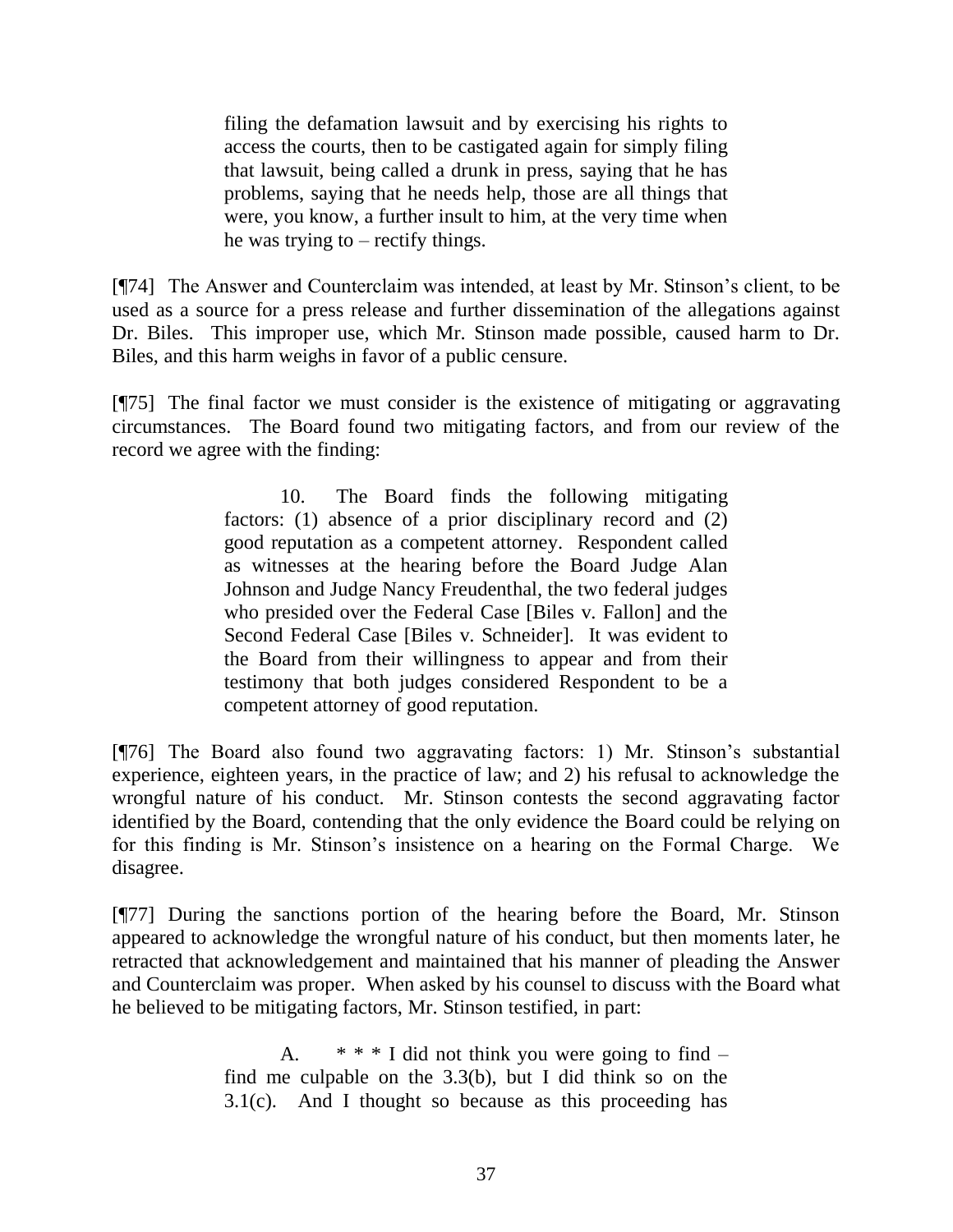> filing the defamation lawsuit and by exercising his rights to access the courts, then to be castigated again for simply filing that lawsuit, being called a drunk in press, saying that he has problems, saying that he needs help, those are all things that were, you know, a further insult to him, at the very time when he was trying to – rectify things.

[¶74] The Answer and Counterclaim was intended, at least by Mr. Stinson's client, to be used as a source for a press release and further dissemination of the allegations against Dr. Biles. This improper use, which Mr. Stinson made possible, caused harm to Dr. Biles, and this harm weighs in favor of a public censure.

[¶75] The final factor we must consider is the existence of mitigating or aggravating circumstances. The Board found two mitigating factors, and from our review of the record we agree with the finding:

> 10. The Board finds the following mitigating factors: (1) absence of a prior disciplinary record and (2) good reputation as a competent attorney. Respondent called as witnesses at the hearing before the Board Judge Alan Johnson and Judge Nancy Freudenthal, the two federal judges who presided over the Federal Case [Biles v. Fallon] and the Second Federal Case [Biles v. Schneider]. It was evident to the Board from their willingness to appear and from their testimony that both judges considered Respondent to be a competent attorney of good reputation.

[¶76] The Board also found two aggravating factors: 1) Mr. Stinson's substantial experience, eighteen years, in the practice of law; and 2) his refusal to acknowledge the wrongful nature of his conduct. Mr. Stinson contests the second aggravating factor identified by the Board, contending that the only evidence the Board could be relying on for this finding is Mr. Stinson's insistence on a hearing on the Formal Charge. We disagree.

[¶77] During the sanctions portion of the hearing before the Board, Mr. Stinson appeared to acknowledge the wrongful nature of his conduct, but then moments later, he retracted that acknowledgement and maintained that his manner of pleading the Answer and Counterclaim was proper. When asked by his counsel to discuss with the Board what he believed to be mitigating factors, Mr. Stinson testified, in part:

> A. * * * I did not think you were going to find – find me culpable on the 3.3(b), but I did think so on the 3.1(c). And I thought so because as this proceeding has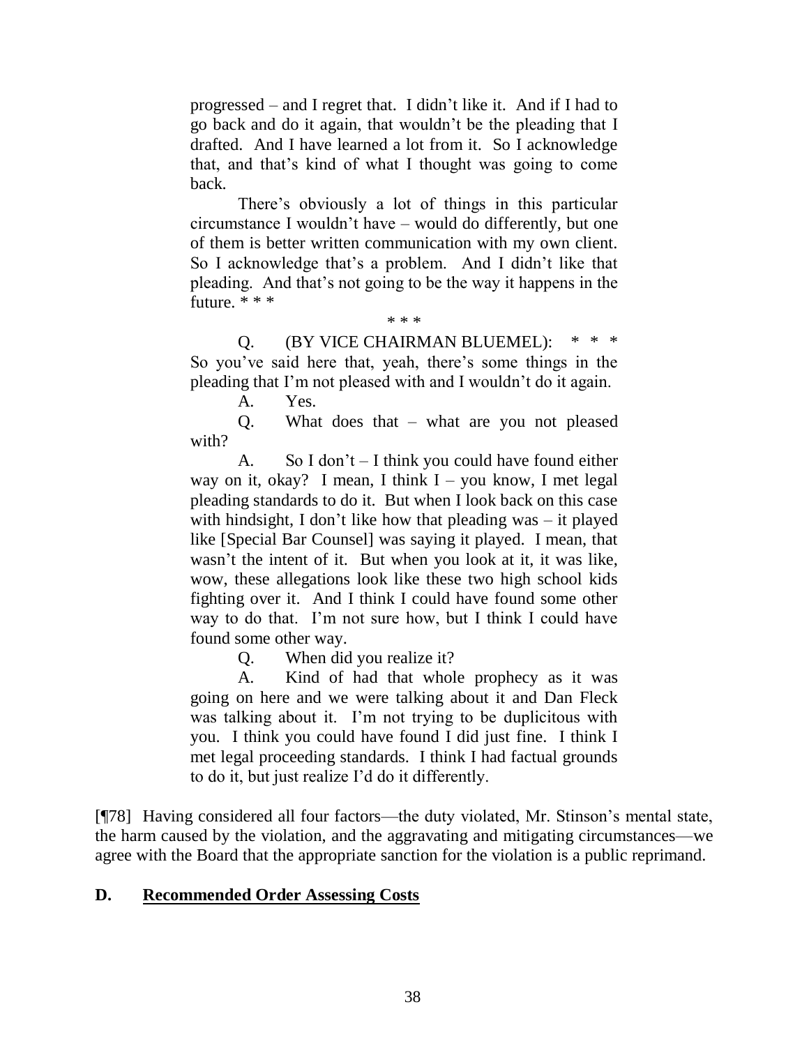> progressed – and I regret that. I didn't like it. And if I had to go back and do it again, that wouldn't be the pleading that I drafted. And I have learned a lot from it. So I acknowledge that, and that's kind of what I thought was going to come back.
>
> There's obviously a lot of things in this particular circumstance I wouldn't have – would do differently, but one of them is better written communication with my own client. So I acknowledge that's a problem. And I didn't like that pleading. And that's not going to be the way it happens in the future. * * *
>
> \* * *
>
> Q. (BY VICE CHAIRMAN BLUEMEL): * * * So you've said here that, yeah, there's some things in the pleading that I'm not pleased with and I wouldn't do it again.
>
> A. Yes.
>
> Q. What does that – what are you not pleased with?
>
> A. So I don't – I think you could have found either way on it, okay? I mean, I think I – you know, I met legal pleading standards to do it. But when I look back on this case with hindsight, I don't like how that pleading was – it played like [Special Bar Counsel] was saying it played. I mean, that wasn't the intent of it. But when you look at it, it was like, wow, these allegations look like these two high school kids fighting over it. And I think I could have found some other way to do that. I'm not sure how, but I think I could have found some other way.
>
> Q. When did you realize it?
>
> A. Kind of had that whole prophecy as it was going on here and we were talking about it and Dan Fleck was talking about it. I'm not trying to be duplicitous with you. I think you could have found I did just fine. I think I met legal proceeding standards. I think I had factual grounds to do it, but just realize I'd do it differently.

[¶78] Having considered all four factors—the duty violated, Mr. Stinson's mental state, the harm caused by the violation, and the aggravating and mitigating circumstances—we agree with the Board that the appropriate sanction for the violation is a public reprimand.

### D. Recommended Order Assessing Costs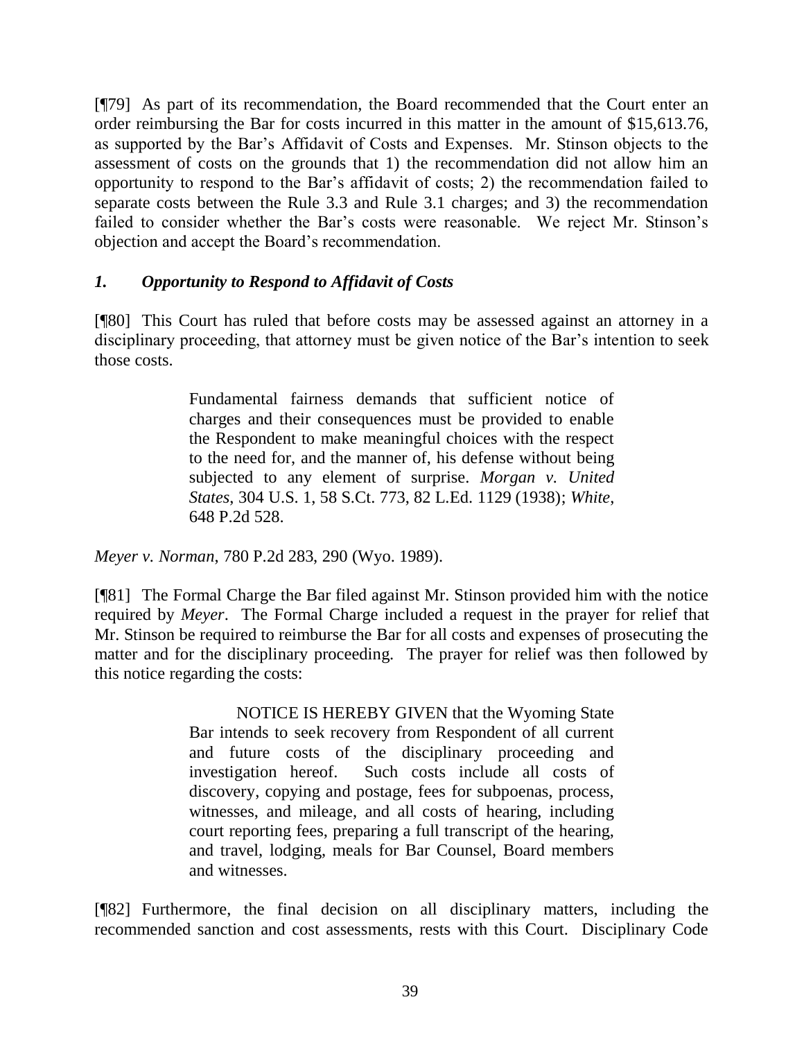[¶79] As part of its recommendation, the Board recommended that the Court enter an order reimbursing the Bar for costs incurred in this matter in the amount of $15,613.76, as supported by the Bar's Affidavit of Costs and Expenses. Mr. Stinson objects to the assessment of costs on the grounds that 1) the recommendation did not allow him an opportunity to respond to the Bar's affidavit of costs; 2) the recommendation failed to separate costs between the Rule 3.3 and Rule 3.1 charges; and 3) the recommendation failed to consider whether the Bar's costs were reasonable. We reject Mr. Stinson's objection and accept the Board's recommendation.

### *1. Opportunity to Respond to Affidavit of Costs*

[¶80] This Court has ruled that before costs may be assessed against an attorney in a disciplinary proceeding, that attorney must be given notice of the Bar's intention to seek those costs.

> Fundamental fairness demands that sufficient notice of charges and their consequences must be provided to enable the Respondent to make meaningful choices with the respect to the need for, and the manner of, his defense without being subjected to any element of surprise. *Morgan v. United States*, 304 U.S. 1, 58 S.Ct. 773, 82 L.Ed. 1129 (1938); *White*, 648 P.2d 528.

*Meyer v. Norman*, 780 P.2d 283, 290 (Wyo. 1989).

[¶81] The Formal Charge the Bar filed against Mr. Stinson provided him with the notice required by *Meyer*. The Formal Charge included a request in the prayer for relief that Mr. Stinson be required to reimburse the Bar for all costs and expenses of prosecuting the matter and for the disciplinary proceeding. The prayer for relief was then followed by this notice regarding the costs:

> NOTICE IS HEREBY GIVEN that the Wyoming State Bar intends to seek recovery from Respondent of all current and future costs of the disciplinary proceeding and investigation hereof. Such costs include all costs of discovery, copying and postage, fees for subpoenas, process, witnesses, and mileage, and all costs of hearing, including court reporting fees, preparing a full transcript of the hearing, and travel, lodging, meals for Bar Counsel, Board members and witnesses.

[¶82] Furthermore, the final decision on all disciplinary matters, including the recommended sanction and cost assessments, rests with this Court. Disciplinary Code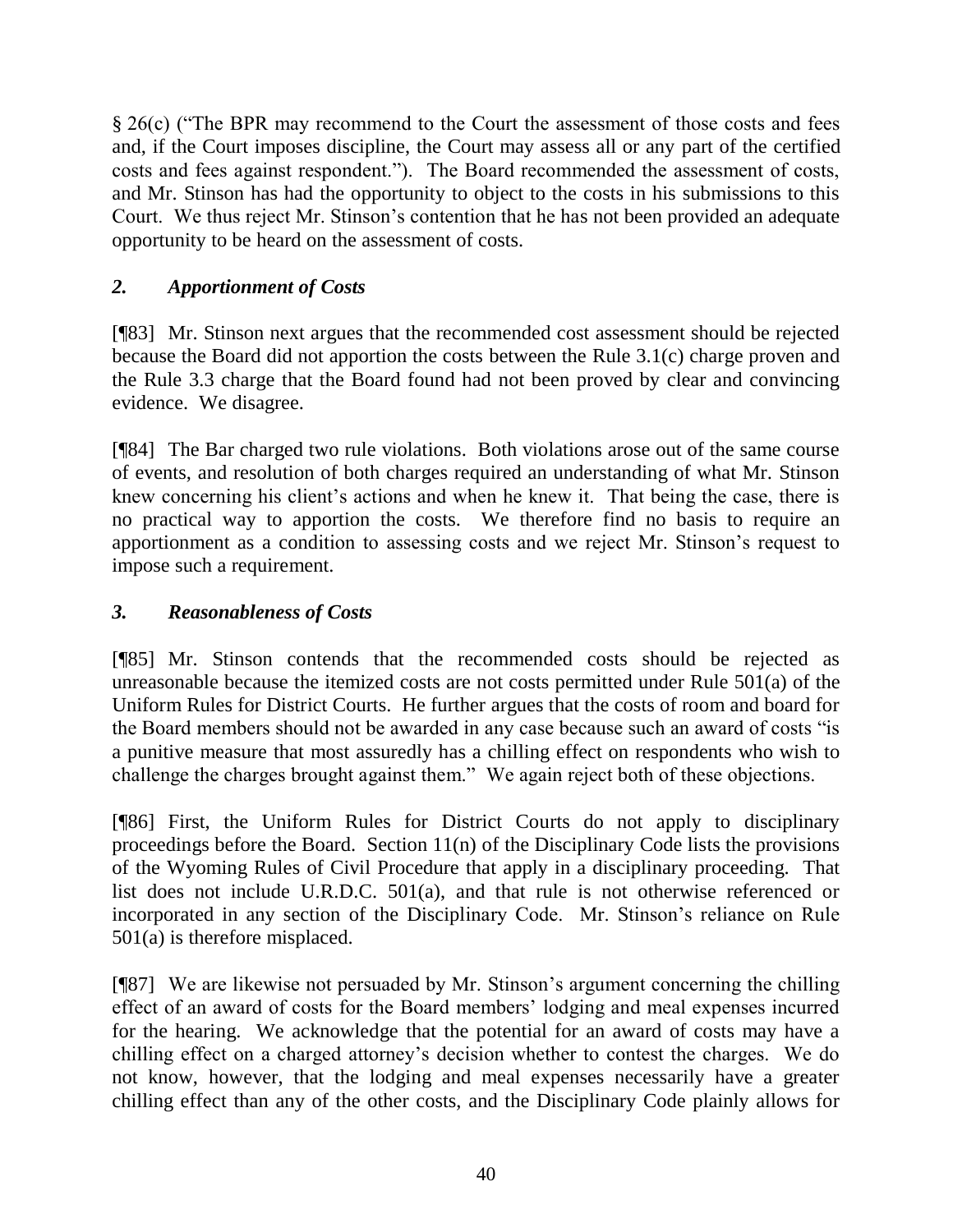§ 26(c) ("The BPR may recommend to the Court the assessment of those costs and fees and, if the Court imposes discipline, the Court may assess all or any part of the certified costs and fees against respondent."). The Board recommended the assessment of costs, and Mr. Stinson has had the opportunity to object to the costs in his submissions to this Court. We thus reject Mr. Stinson's contention that he has not been provided an adequate opportunity to be heard on the assessment of costs.

### *2. Apportionment of Costs*

[¶83] Mr. Stinson next argues that the recommended cost assessment should be rejected because the Board did not apportion the costs between the Rule 3.1(c) charge proven and the Rule 3.3 charge that the Board found had not been proved by clear and convincing evidence. We disagree.

[¶84] The Bar charged two rule violations. Both violations arose out of the same course of events, and resolution of both charges required an understanding of what Mr. Stinson knew concerning his client's actions and when he knew it. That being the case, there is no practical way to apportion the costs. We therefore find no basis to require an apportionment as a condition to assessing costs and we reject Mr. Stinson's request to impose such a requirement.

### *3. Reasonableness of Costs*

[¶85] Mr. Stinson contends that the recommended costs should be rejected as unreasonable because the itemized costs are not costs permitted under Rule 501(a) of the Uniform Rules for District Courts. He further argues that the costs of room and board for the Board members should not be awarded in any case because such an award of costs "is a punitive measure that most assuredly has a chilling effect on respondents who wish to challenge the charges brought against them." We again reject both of these objections.

[¶86] First, the Uniform Rules for District Courts do not apply to disciplinary proceedings before the Board. Section 11(n) of the Disciplinary Code lists the provisions of the Wyoming Rules of Civil Procedure that apply in a disciplinary proceeding. That list does not include U.R.D.C. 501(a), and that rule is not otherwise referenced or incorporated in any section of the Disciplinary Code. Mr. Stinson's reliance on Rule 501(a) is therefore misplaced.

[¶87] We are likewise not persuaded by Mr. Stinson's argument concerning the chilling effect of an award of costs for the Board members' lodging and meal expenses incurred for the hearing. We acknowledge that the potential for an award of costs may have a chilling effect on a charged attorney's decision whether to contest the charges. We do not know, however, that the lodging and meal expenses necessarily have a greater chilling effect than any of the other costs, and the Disciplinary Code plainly allows for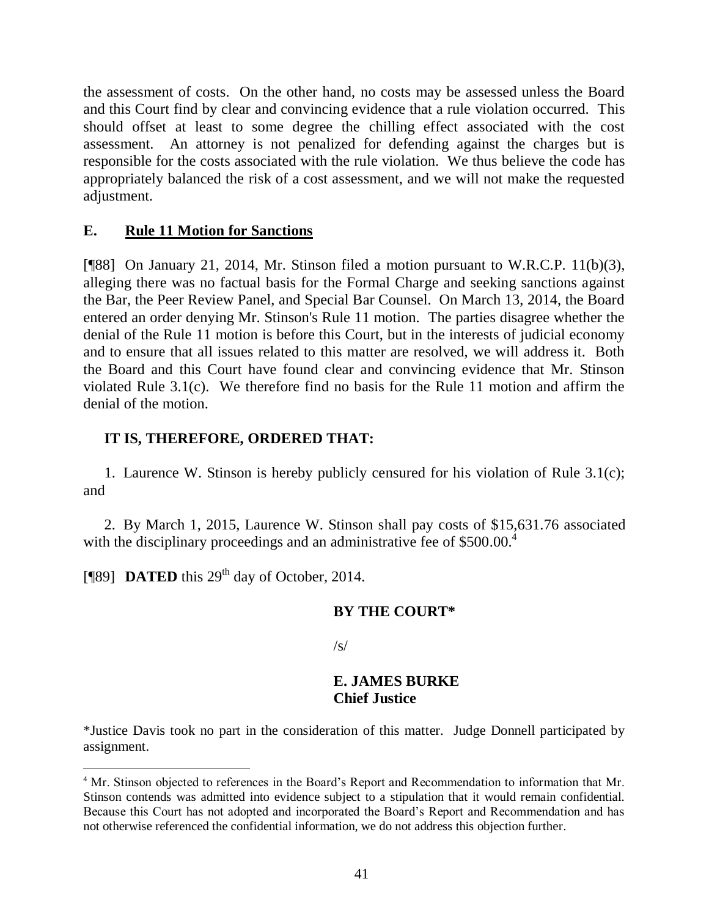the assessment of costs. On the other hand, no costs may be assessed unless the Board and this Court find by clear and convincing evidence that a rule violation occurred. This should offset at least to some degree the chilling effect associated with the cost assessment. An attorney is not penalized for defending against the charges but is responsible for the costs associated with the rule violation. We thus believe the code has appropriately balanced the risk of a cost assessment, and we will not make the requested adjustment.

## E. Rule 11 Motion for Sanctions

[¶88] On January 21, 2014, Mr. Stinson filed a motion pursuant to W.R.C.P. 11(b)(3), alleging there was no factual basis for the Formal Charge and seeking sanctions against the Bar, the Peer Review Panel, and Special Bar Counsel. On March 13, 2014, the Board entered an order denying Mr. Stinson's Rule 11 motion. The parties disagree whether the denial of the Rule 11 motion is before this Court, but in the interests of judicial economy and to ensure that all issues related to this matter are resolved, we will address it. Both the Board and this Court have found clear and convincing evidence that Mr. Stinson violated Rule 3.1(c). We therefore find no basis for the Rule 11 motion and affirm the denial of the motion.

**IT IS, THEREFORE, ORDERED THAT:**

1. Laurence W. Stinson is hereby publicly censured for his violation of Rule 3.1(c); and

2. By March 1, 2015, Laurence W. Stinson shall pay costs of $15,631.76 associated with the disciplinary proceedings and an administrative fee of $500.00.[4]

[¶89] **DATED** this 29th day of October, 2014.

**BY THE COURT***

/s/

**E. JAMES BURKE**
**Chief Justice**

*Justice Davis took no part in the consideration of this matter. Judge Donnell participated by assignment.

[4] Mr. Stinson objected to references in the Board's Report and Recommendation to information that Mr. Stinson contends was admitted into evidence subject to a stipulation that it would remain confidential. Because this Court has not adopted and incorporated the Board's Report and Recommendation and has not otherwise referenced the confidential information, we do not address this objection further.